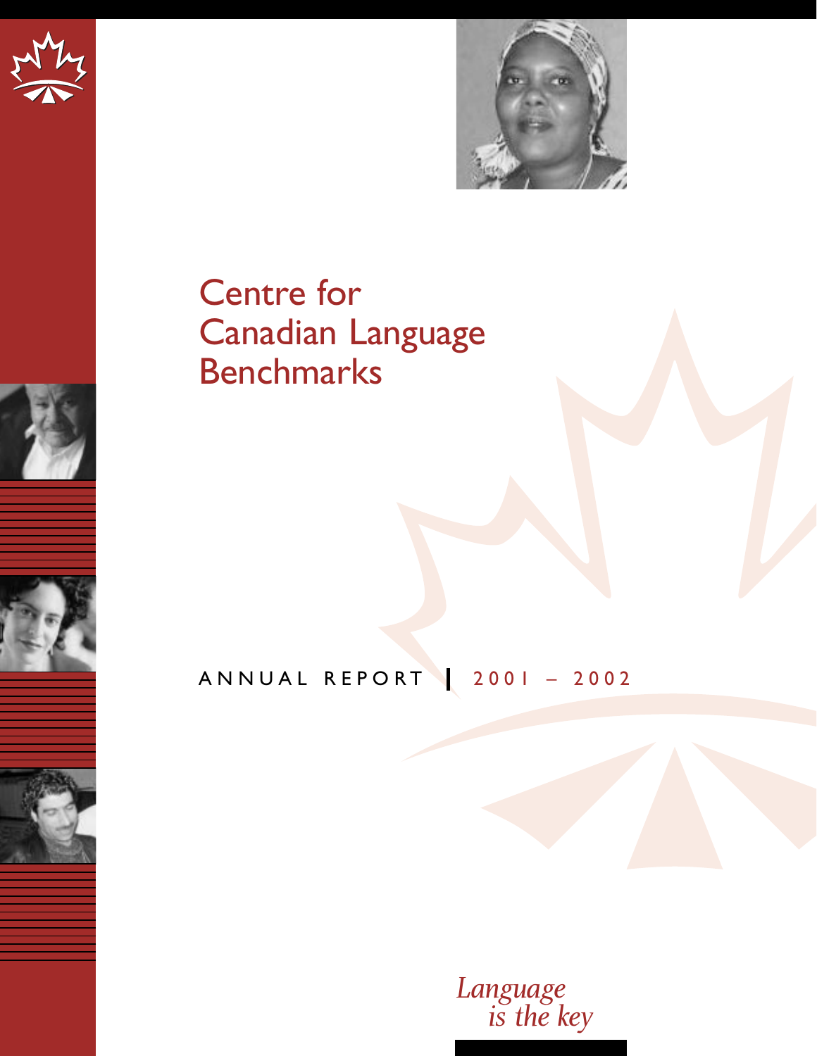# Centre for Canadian Language Benchmarks

ANNUAL REPORT | 2001 – 2002

*Language is the key*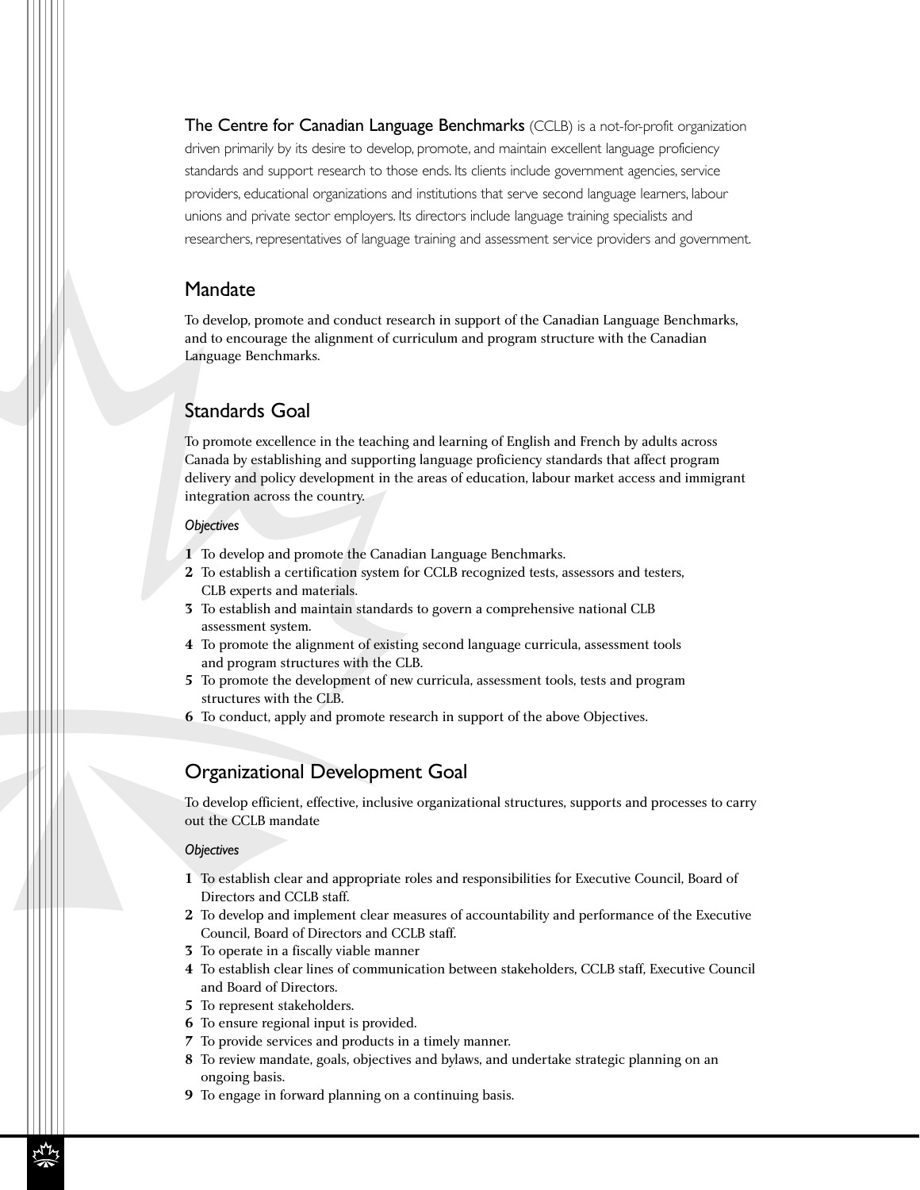**The Centre for Canadian Language Benchmarks** (CCLB) is a not-for-profit organization driven primarily by its desire to develop, promote, and maintain excellent language proficiency standards and support research to those ends. Its clients include government agencies, service providers, educational organizations and institutions that serve second language learners, labour unions and private sector employers. Its directors include language training specialists and researchers, representatives of language training and assessment service providers and government.

## Mandate

To develop, promote and conduct research in support of the Canadian Language Benchmarks, and to encourage the alignment of curriculum and program structure with the Canadian Language Benchmarks.

## Standards Goal

To promote excellence in the teaching and learning of English and French by adults across Canada by establishing and supporting language proficiency standards that affect program delivery and policy development in the areas of education, labour market access and immigrant integration across the country.

*Objectives*

1. To develop and promote the Canadian Language Benchmarks.
2. To establish a certification system for CCLB recognized tests, assessors and testers, CLB experts and materials.
3. To establish and maintain standards to govern a comprehensive national CLB assessment system.
4. To promote the alignment of existing second language curricula, assessment tools and program structures with the CLB.
5. To promote the development of new curricula, assessment tools, tests and program structures with the CLB.
6. To conduct, apply and promote research in support of the above Objectives.

## Organizational Development Goal

To develop efficient, effective, inclusive organizational structures, supports and processes to carry out the CCLB mandate

*Objectives*

1. To establish clear and appropriate roles and responsibilities for Executive Council, Board of Directors and CCLB staff.
2. To develop and implement clear measures of accountability and performance of the Executive Council, Board of Directors and CCLB staff.
3. To operate in a fiscally viable manner
4. To establish clear lines of communication between stakeholders, CCLB staff, Executive Council and Board of Directors.
5. To represent stakeholders.
6. To ensure regional input is provided.
7. To provide services and products in a timely manner.
8. To review mandate, goals, objectives and bylaws, and undertake strategic planning on an ongoing basis.
9. To engage in forward planning on a continuing basis.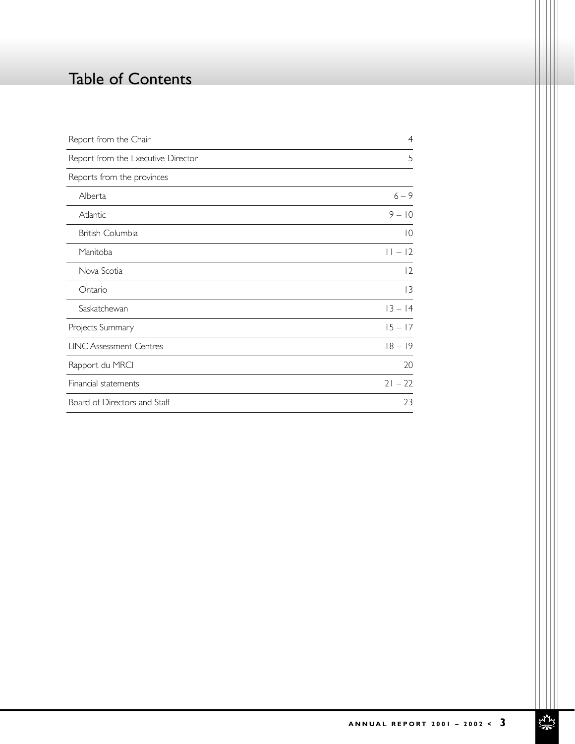# Table of Contents

| | |
|---|---|
| Report from the Chair | 4 |
| Report from the Executive Director | 5 |
| Reports from the provinces | |
| Alberta | 6 – 9 |
| Atlantic | 9 – 10 |
| British Columbia | 10 |
| Manitoba | 11 – 12 |
| Nova Scotia | 12 |
| Ontario | 13 |
| Saskatchewan | 13 – 14 |
| Projects Summary | 15 – 17 |
| LINC Assessment Centres | 18 – 19 |
| Rapport du MRCI | 20 |
| Financial statements | 21 – 22 |
| Board of Directors and Staff | 23 |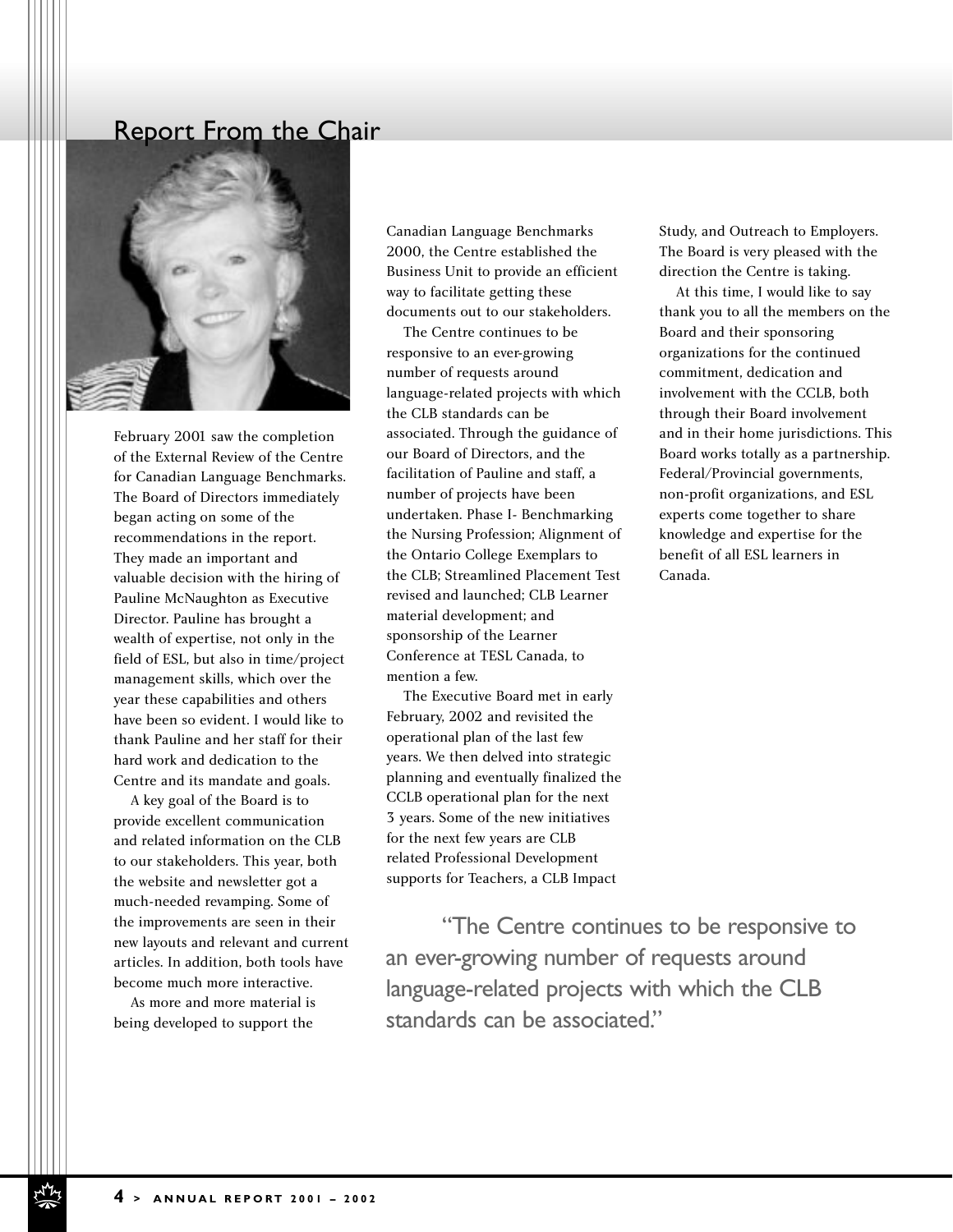# Report From the Chair

February 2001 saw the completion of the External Review of the Centre for Canadian Language Benchmarks. The Board of Directors immediately began acting on some of the recommendations in the report. They made an important and valuable decision with the hiring of Pauline McNaughton as Executive Director. Pauline has brought a wealth of expertise, not only in the field of ESL, but also in time/project management skills, which over the year these capabilities and others have been so evident. I would like to thank Pauline and her staff for their hard work and dedication to the Centre and its mandate and goals.

A key goal of the Board is to provide excellent communication and related information on the CLB to our stakeholders. This year, both the website and newsletter got a much-needed revamping. Some of the improvements are seen in their new layouts and relevant and current articles. In addition, both tools have become much more interactive.

As more and more material is being developed to support the Canadian Language Benchmarks 2000, the Centre established the Business Unit to provide an efficient way to facilitate getting these documents out to our stakeholders.

The Centre continues to be responsive to an ever-growing number of requests around language-related projects with which the CLB standards can be associated. Through the guidance of our Board of Directors, and the facilitation of Pauline and staff, a number of projects have been undertaken. Phase I- Benchmarking the Nursing Profession; Alignment of the Ontario College Exemplars to the CLB; Streamlined Placement Test revised and launched; CLB Learner material development; and sponsorship of the Learner Conference at TESL Canada, to mention a few.

The Executive Board met in early February, 2002 and revisited the operational plan of the last few years. We then delved into strategic planning and eventually finalized the CCLB operational plan for the next 3 years. Some of the new initiatives for the next few years are CLB related Professional Development supports for Teachers, a CLB Impact Study, and Outreach to Employers. The Board is very pleased with the direction the Centre is taking.

At this time, I would like to say thank you to all the members on the Board and their sponsoring organizations for the continued commitment, dedication and involvement with the CCLB, both through their Board involvement and in their home jurisdictions. This Board works totally as a partnership. Federal/Provincial governments, non-profit organizations, and ESL experts come together to share knowledge and expertise for the benefit of all ESL learners in Canada.

> "The Centre continues to be responsive to an ever-growing number of requests around language-related projects with which the CLB standards can be associated."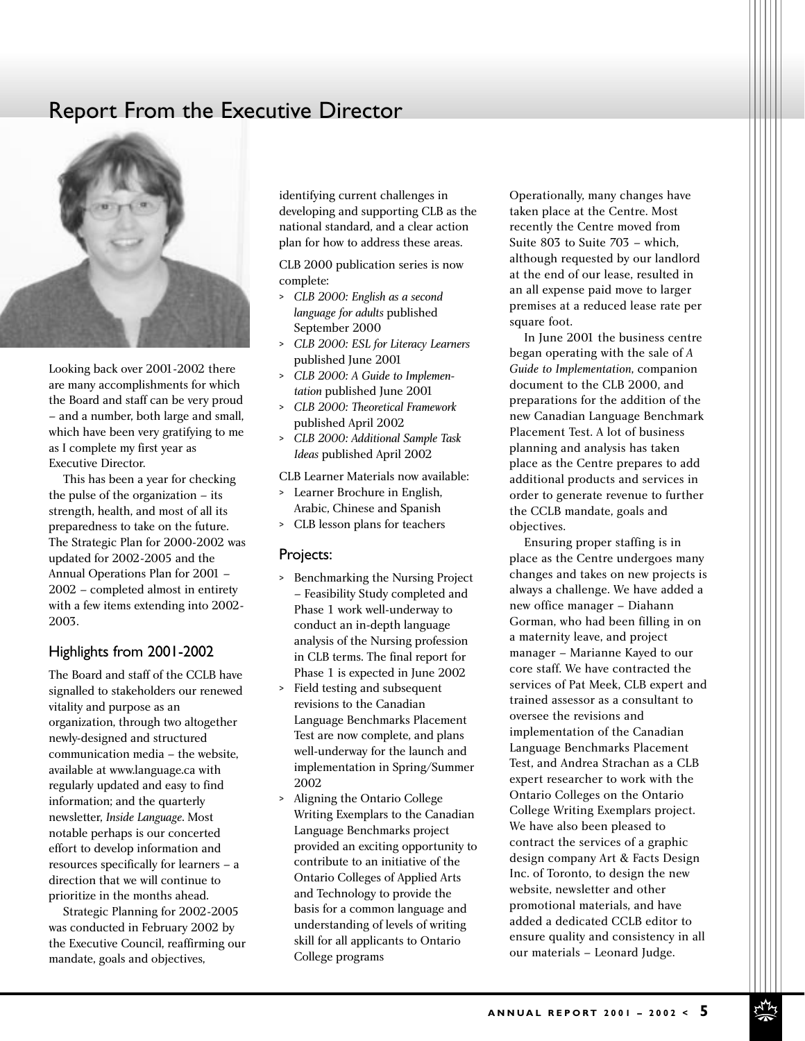# Report From the Executive Director

Looking back over 2001-2002 there are many accomplishments for which the Board and staff can be very proud – and a number, both large and small, which have been very gratifying to me as I complete my first year as Executive Director.

This has been a year for checking the pulse of the organization – its strength, health, and most of all its preparedness to take on the future. The Strategic Plan for 2000-2002 was updated for 2002-2005 and the Annual Operations Plan for 2001 – 2002 – completed almost in entirety with a few items extending into 2002-2003.

## Highlights from 2001-2002

The Board and staff of the CCLB have signalled to stakeholders our renewed vitality and purpose as an organization, through two altogether newly-designed and structured communication media – the website, available at www.language.ca with regularly updated and easy to find information; and the quarterly newsletter, *Inside Language*. Most notable perhaps is our concerted effort to develop information and resources specifically for learners – a direction that we will continue to prioritize in the months ahead.

Strategic Planning for 2002-2005 was conducted in February 2002 by the Executive Council, reaffirming our mandate, goals and objectives, identifying current challenges in developing and supporting CLB as the national standard, and a clear action plan for how to address these areas.

CLB 2000 publication series is now complete:

> *CLB 2000: English as a second language for adults* published September 2000
> *CLB 2000: ESL for Literacy Learners* published June 2001
> *CLB 2000: A Guide to Implementation* published June 2001
> *CLB 2000: Theoretical Framework* published April 2002
> *CLB 2000: Additional Sample Task Ideas* published April 2002

CLB Learner Materials now available:

> Learner Brochure in English, Arabic, Chinese and Spanish
> CLB lesson plans for teachers

## Projects:

> Benchmarking the Nursing Project – Feasibility Study completed and Phase 1 work well-underway to conduct an in-depth language analysis of the Nursing profession in CLB terms. The final report for Phase 1 is expected in June 2002
> Field testing and subsequent revisions to the Canadian Language Benchmarks Placement Test are now complete, and plans well-underway for the launch and implementation in Spring/Summer 2002
> Aligning the Ontario College Writing Exemplars to the Canadian Language Benchmarks project provided an exciting opportunity to contribute to an initiative of the Ontario Colleges of Applied Arts and Technology to provide the basis for a common language and understanding of levels of writing skill for all applicants to Ontario College programs

Operationally, many changes have taken place at the Centre. Most recently the Centre moved from Suite 803 to Suite 703 – which, although requested by our landlord at the end of our lease, resulted in an all expense paid move to larger premises at a reduced lease rate per square foot.

In June 2001 the business centre began operating with the sale of *A Guide to Implementation*, companion document to the CLB 2000, and preparations for the addition of the new Canadian Language Benchmark Placement Test. A lot of business planning and analysis has taken place as the Centre prepares to add additional products and services in order to generate revenue to further the CCLB mandate, goals and objectives.

Ensuring proper staffing is in place as the Centre undergoes many changes and takes on new projects is always a challenge. We have added a new office manager – Diahann Gorman, who had been filling in on a maternity leave, and project manager – Marianne Kayed to our core staff. We have contracted the services of Pat Meek, CLB expert and trained assessor as a consultant to oversee the revisions and implementation of the Canadian Language Benchmarks Placement Test, and Andrea Strachan as a CLB expert researcher to work with the Ontario Colleges on the Ontario College Writing Exemplars project. We have also been pleased to contract the services of a graphic design company Art & Facts Design Inc. of Toronto, to design the new website, newsletter and other promotional materials, and have added a dedicated CCLB editor to ensure quality and consistency in all our materials – Leonard Judge.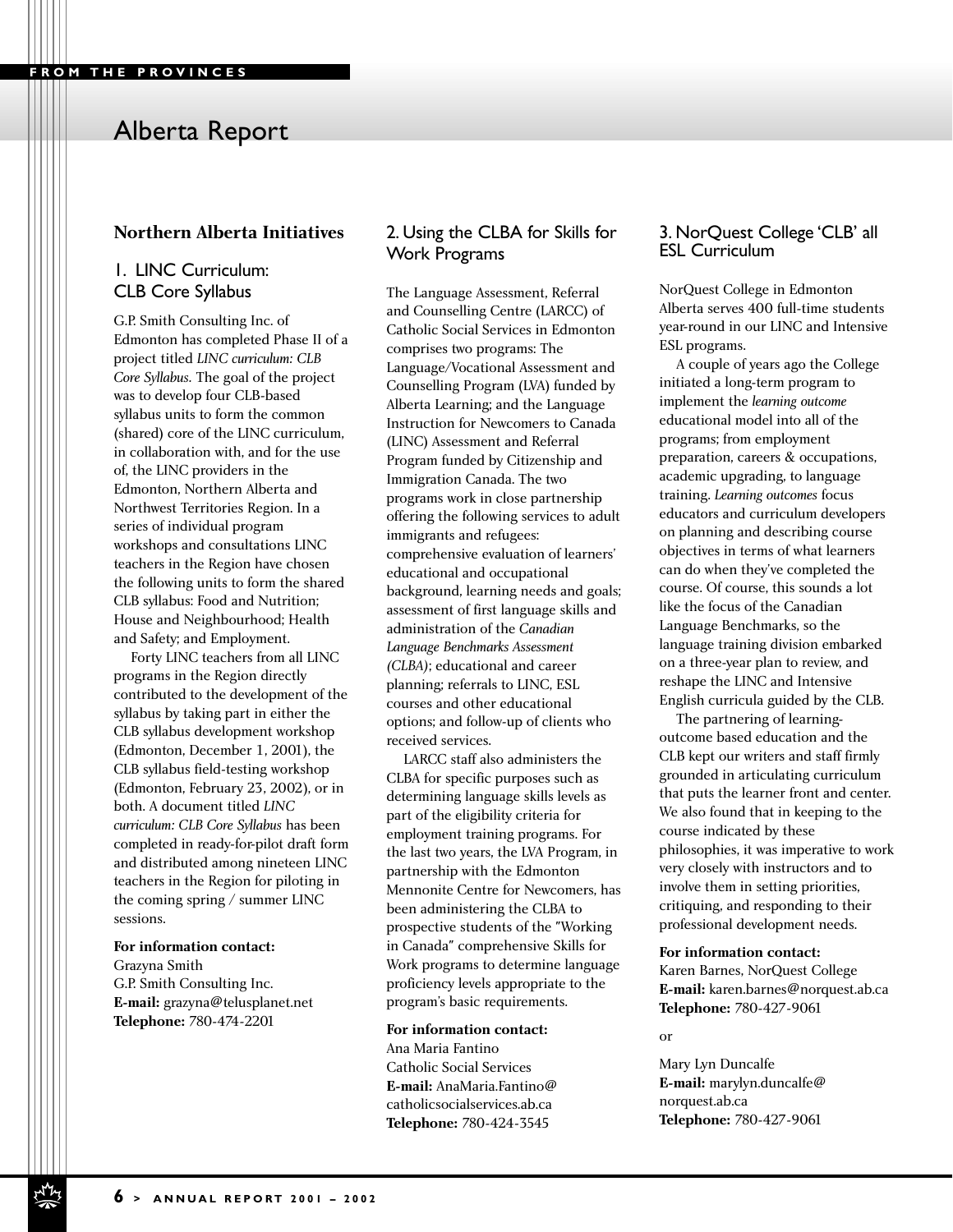# Alberta Report

## Northern Alberta Initiatives

### 1. LINC Curriculum: CLB Core Syllabus

G.P. Smith Consulting Inc. of Edmonton has completed Phase II of a project titled *LINC curriculum: CLB Core Syllabus*. The goal of the project was to develop four CLB-based syllabus units to form the common (shared) core of the LINC curriculum, in collaboration with, and for the use of, the LINC providers in the Edmonton, Northern Alberta and Northwest Territories Region. In a series of individual program workshops and consultations LINC teachers in the Region have chosen the following units to form the shared CLB syllabus: Food and Nutrition; House and Neighbourhood; Health and Safety; and Employment.

Forty LINC teachers from all LINC programs in the Region directly contributed to the development of the syllabus by taking part in either the CLB syllabus development workshop (Edmonton, December 1, 2001), the CLB syllabus field-testing workshop (Edmonton, February 23, 2002), or in both. A document titled *LINC curriculum: CLB Core Syllabus* has been completed in ready-for-pilot draft form and distributed among nineteen LINC teachers in the Region for piloting in the coming spring / summer LINC sessions.

**For information contact:**
Grazyna Smith
G.P. Smith Consulting Inc.
**E-mail:** grazyna@telusplanet.net
**Telephone:** 780-474-2201

### 2. Using the CLBA for Skills for Work Programs

The Language Assessment, Referral and Counselling Centre (LARCC) of Catholic Social Services in Edmonton comprises two programs: The Language/Vocational Assessment and Counselling Program (LVA) funded by Alberta Learning; and the Language Instruction for Newcomers to Canada (LINC) Assessment and Referral Program funded by Citizenship and Immigration Canada. The two programs work in close partnership offering the following services to adult immigrants and refugees: comprehensive evaluation of learners' educational and occupational background, learning needs and goals; assessment of first language skills and administration of the *Canadian Language Benchmarks Assessment (CLBA)*; educational and career planning; referrals to LINC, ESL courses and other educational options; and follow-up of clients who received services.

LARCC staff also administers the CLBA for specific purposes such as determining language skills levels as part of the eligibility criteria for employment training programs. For the last two years, the LVA Program, in partnership with the Edmonton Mennonite Centre for Newcomers, has been administering the CLBA to prospective students of the "Working in Canada" comprehensive Skills for Work programs to determine language proficiency levels appropriate to the program's basic requirements.

**For information contact:**
Ana Maria Fantino
Catholic Social Services
**E-mail:** AnaMaria.Fantino@catholicsocialservices.ab.ca
**Telephone:** 780-424-3545

### 3. NorQuest College 'CLB' all ESL Curriculum

NorQuest College in Edmonton Alberta serves 400 full-time students year-round in our LINC and Intensive ESL programs.

A couple of years ago the College initiated a long-term program to implement the *learning outcome* educational model into all of the programs; from employment preparation, careers & occupations, academic upgrading, to language training. *Learning outcomes* focus educators and curriculum developers on planning and describing course objectives in terms of what learners can do when they've completed the course. Of course, this sounds a lot like the focus of the Canadian Language Benchmarks, so the language training division embarked on a three-year plan to review, and reshape the LINC and Intensive English curricula guided by the CLB.

The partnering of learning-outcome based education and the CLB kept our writers and staff firmly grounded in articulating curriculum that puts the learner front and center. We also found that in keeping to the course indicated by these philosophies, it was imperative to work very closely with instructors and to involve them in setting priorities, critiquing, and responding to their professional development needs.

**For information contact:**
Karen Barnes, NorQuest College
**E-mail:** karen.barnes@norquest.ab.ca
**Telephone:** 780-427-9061

or

Mary Lyn Duncalfe
**E-mail:** marylyn.duncalfe@norquest.ab.ca
**Telephone:** 780-427-9061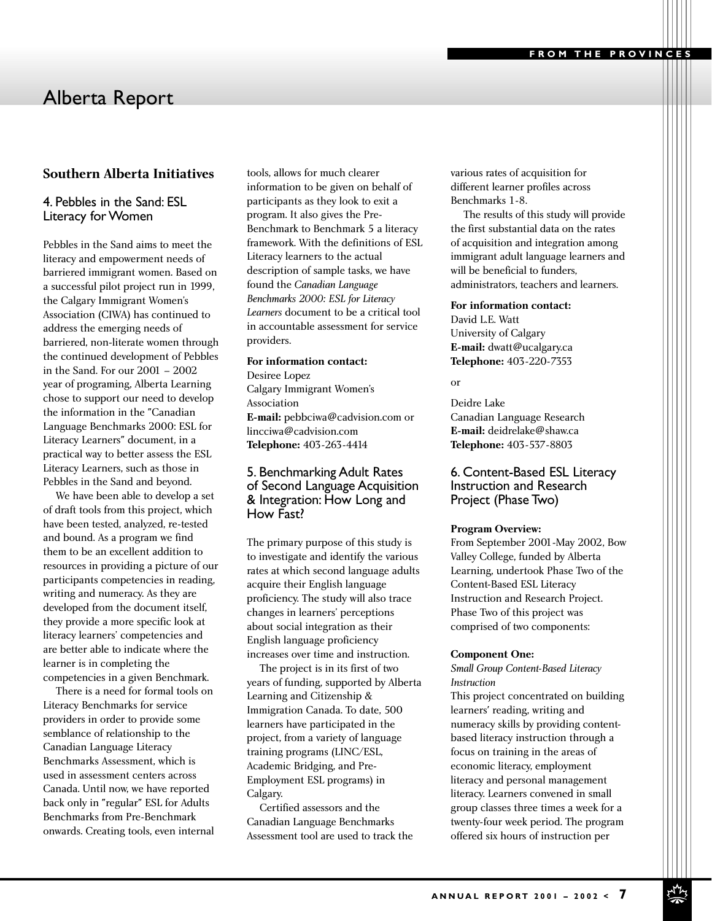# Alberta Report

## Southern Alberta Initiatives

### 4. Pebbles in the Sand: ESL Literacy for Women

Pebbles in the Sand aims to meet the literacy and empowerment needs of barriered immigrant women. Based on a successful pilot project run in 1999, the Calgary Immigrant Women's Association (CIWA) has continued to address the emerging needs of barriered, non-literate women through the continued development of Pebbles in the Sand. For our 2001 – 2002 year of programing, Alberta Learning chose to support our need to develop the information in the "Canadian Language Benchmarks 2000: ESL for Literacy Learners" document, in a practical way to better assess the ESL Literacy Learners, such as those in Pebbles in the Sand and beyond.

We have been able to develop a set of draft tools from this project, which have been tested, analyzed, re-tested and bound. As a program we find them to be an excellent addition to resources in providing a picture of our participants competencies in reading, writing and numeracy. As they are developed from the document itself, they provide a more specific look at literacy learners' competencies and are better able to indicate where the learner is in completing the competencies in a given Benchmark.

There is a need for formal tools on Literacy Benchmarks for service providers in order to provide some semblance of relationship to the Canadian Language Literacy Benchmarks Assessment, which is used in assessment centers across Canada. Until now, we have reported back only in "regular" ESL for Adults Benchmarks from Pre-Benchmark onwards. Creating tools, even internal tools, allows for much clearer information to be given on behalf of participants as they look to exit a program. It also gives the Pre-Benchmark to Benchmark 5 a literacy framework. With the definitions of ESL Literacy learners to the actual description of sample tasks, we have found the *Canadian Language Benchmarks 2000: ESL for Literacy Learners* document to be a critical tool in accountable assessment for service providers.

**For information contact:**
Desiree Lopez
Calgary Immigrant Women's Association
**E-mail:** pebbciwa@cadvision.com or lincciwa@cadvision.com
**Telephone:** 403-263-4414

### 5. Benchmarking Adult Rates of Second Language Acquisition & Integration: How Long and How Fast?

The primary purpose of this study is to investigate and identify the various rates at which second language adults acquire their English language proficiency. The study will also trace changes in learners' perceptions about social integration as their English language proficiency increases over time and instruction.

The project is in its first of two years of funding, supported by Alberta Learning and Citizenship & Immigration Canada. To date, 500 learners have participated in the project, from a variety of language training programs (LINC/ESL, Academic Bridging, and Pre-Employment ESL programs) in Calgary.

Certified assessors and the Canadian Language Benchmarks Assessment tool are used to track the various rates of acquisition for different learner profiles across Benchmarks 1-8.

The results of this study will provide the first substantial data on the rates of acquisition and integration among immigrant adult language learners and will be beneficial to funders, administrators, teachers and learners.

**For information contact:**
David L.E. Watt
University of Calgary
**E-mail:** dwatt@ucalgary.ca
**Telephone:** 403-220-7353

or

Deidre Lake
Canadian Language Research
**E-mail:** deidrelake@shaw.ca
**Telephone:** 403-537-8803

### 6. Content-Based ESL Literacy Instruction and Research Project (Phase Two)

**Program Overview:**
From September 2001-May 2002, Bow Valley College, funded by Alberta Learning, undertook Phase Two of the Content-Based ESL Literacy Instruction and Research Project. Phase Two of this project was comprised of two components:

**Component One:**
*Small Group Content-Based Literacy Instruction*
This project concentrated on building learners' reading, writing and numeracy skills by providing content-based literacy instruction through a focus on training in the areas of economic literacy, employment literacy and personal management literacy. Learners convened in small group classes three times a week for a twenty-four week period. The program offered six hours of instruction per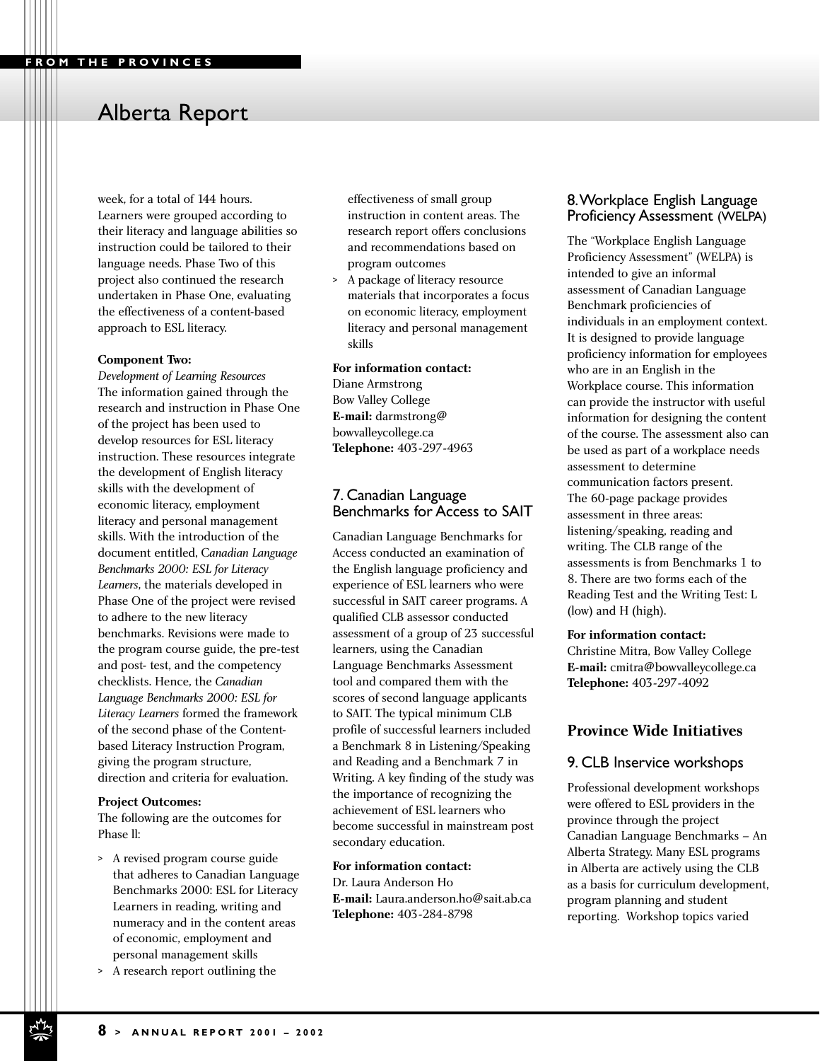## Alberta Report

week, for a total of 144 hours. Learners were grouped according to their literacy and language abilities so instruction could be tailored to their language needs. Phase Two of this project also continued the research undertaken in Phase One, evaluating the effectiveness of a content-based approach to ESL literacy.

**Component Two:**
*Development of Learning Resources*
The information gained through the research and instruction in Phase One of the project has been used to develop resources for ESL literacy instruction. These resources integrate the development of English literacy skills with the development of economic literacy, employment literacy and personal management skills. With the introduction of the document entitled, *Canadian Language Benchmarks 2000: ESL for Literacy Learners*, the materials developed in Phase One of the project were revised to adhere to the new literacy benchmarks. Revisions were made to the program course guide, the pre-test and post- test, and the competency checklists. Hence, the *Canadian Language Benchmarks 2000: ESL for Literacy Learners* formed the framework of the second phase of the Content-based Literacy Instruction Program, giving the program structure, direction and criteria for evaluation.

**Project Outcomes:**
The following are the outcomes for Phase ll:

- A revised program course guide that adheres to Canadian Language Benchmarks 2000: ESL for Literacy Learners in reading, writing and numeracy and in the content areas of economic, employment and personal management skills
- A research report outlining the effectiveness of small group instruction in content areas. The research report offers conclusions and recommendations based on program outcomes
- A package of literacy resource materials that incorporates a focus on economic literacy, employment literacy and personal management skills

**For information contact:**
Diane Armstrong
Bow Valley College
**E-mail:** darmstrong@bowvalleycollege.ca
**Telephone:** 403-297-4963

### 7. Canadian Language Benchmarks for Access to SAIT

Canadian Language Benchmarks for Access conducted an examination of the English language proficiency and experience of ESL learners who were successful in SAIT career programs. A qualified CLB assessor conducted assessment of a group of 23 successful learners, using the Canadian Language Benchmarks Assessment tool and compared them with the scores of second language applicants to SAIT. The typical minimum CLB profile of successful learners included a Benchmark 8 in Listening/Speaking and Reading and a Benchmark 7 in Writing. A key finding of the study was the importance of recognizing the achievement of ESL learners who become successful in mainstream post secondary education.

**For information contact:**
Dr. Laura Anderson Ho
**E-mail:** Laura.anderson.ho@sait.ab.ca
**Telephone:** 403-284-8798

### 8. Workplace English Language Proficiency Assessment (WELPA)

The "Workplace English Language Proficiency Assessment" (WELPA) is intended to give an informal assessment of Canadian Language Benchmark proficiencies of individuals in an employment context. It is designed to provide language proficiency information for employees who are in an English in the Workplace course. This information can provide the instructor with useful information for designing the content of the course. The assessment also can be used as part of a workplace needs assessment to determine communication factors present. The 60-page package provides assessment in three areas: listening/speaking, reading and writing. The CLB range of the assessments is from Benchmarks 1 to 8. There are two forms each of the Reading Test and the Writing Test: L (low) and H (high).

**For information contact:**
Christine Mitra, Bow Valley College
**E-mail:** cmitra@bowvalleycollege.ca
**Telephone:** 403-297-4092

## Province Wide Initiatives

### 9. CLB Inservice workshops

Professional development workshops were offered to ESL providers in the province through the project Canadian Language Benchmarks – An Alberta Strategy. Many ESL programs in Alberta are actively using the CLB as a basis for curriculum development, program planning and student reporting. Workshop topics varied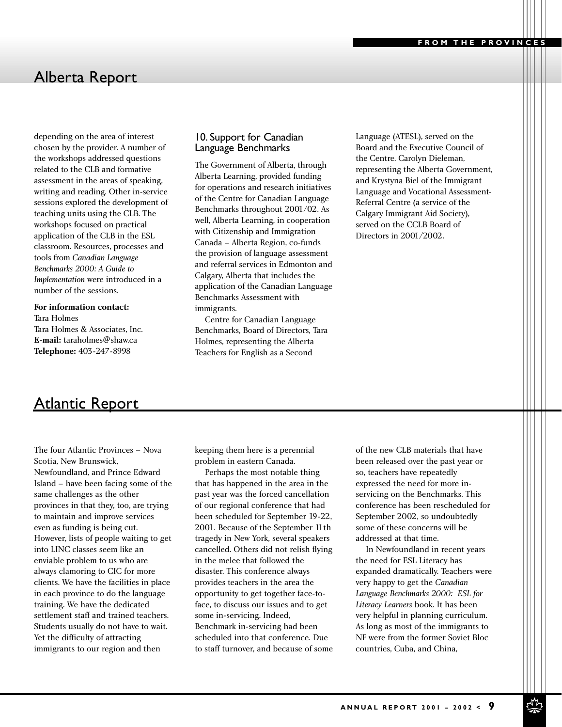# Alberta Report

depending on the area of interest chosen by the provider. A number of the workshops addressed questions related to the CLB and formative assessment in the areas of speaking, writing and reading. Other in-service sessions explored the development of teaching units using the CLB. The workshops focused on practical application of the CLB in the ESL classroom. Resources, processes and tools from *Canadian Language Benchmarks 2000: A Guide to Implementation* were introduced in a number of the sessions.

**For information contact:**
Tara Holmes
Tara Holmes & Associates, Inc.
**E-mail:** taraholmes@shaw.ca
**Telephone:** 403-247-8998

## 10. Support for Canadian Language Benchmarks

The Government of Alberta, through Alberta Learning, provided funding for operations and research initiatives of the Centre for Canadian Language Benchmarks throughout 2001/02. As well, Alberta Learning, in cooperation with Citizenship and Immigration Canada – Alberta Region, co-funds the provision of language assessment and referral services in Edmonton and Calgary, Alberta that includes the application of the Canadian Language Benchmarks Assessment with immigrants.

Centre for Canadian Language Benchmarks, Board of Directors, Tara Holmes, representing the Alberta Teachers for English as a Second Language (ATESL), served on the Board and the Executive Council of the Centre. Carolyn Dieleman, representing the Alberta Government, and Krystyna Biel of the Immigrant Language and Vocational Assessment-Referral Centre (a service of the Calgary Immigrant Aid Society), served on the CCLB Board of Directors in 2001/2002.

# Atlantic Report

The four Atlantic Provinces – Nova Scotia, New Brunswick, Newfoundland, and Prince Edward Island – have been facing some of the same challenges as the other provinces in that they, too, are trying to maintain and improve services even as funding is being cut. However, lists of people waiting to get into LINC classes seem like an enviable problem to us who are always clamoring to CIC for more clients. We have the facilities in place in each province to do the language training. We have the dedicated settlement staff and trained teachers. Students usually do not have to wait. Yet the difficulty of attracting immigrants to our region and then keeping them here is a perennial problem in eastern Canada.

Perhaps the most notable thing that has happened in the area in the past year was the forced cancellation of our regional conference that had been scheduled for September 19-22, 2001. Because of the September 11th tragedy in New York, several speakers cancelled. Others did not relish flying in the melee that followed the disaster. This conference always provides teachers in the area the opportunity to get together face-to-face, to discuss our issues and to get some in-servicing. Indeed, Benchmark in-servicing had been scheduled into that conference. Due to staff turnover, and because of some of the new CLB materials that have been released over the past year or so, teachers have repeatedly expressed the need for more in-servicing on the Benchmarks. This conference has been rescheduled for September 2002, so undoubtedly some of these concerns will be addressed at that time.

In Newfoundland in recent years the need for ESL Literacy has expanded dramatically. Teachers were very happy to get the *Canadian Language Benchmarks 2000: ESL for Literacy Learners* book. It has been very helpful in planning curriculum. As long as most of the immigrants to NF were from the former Soviet Bloc countries, Cuba, and China,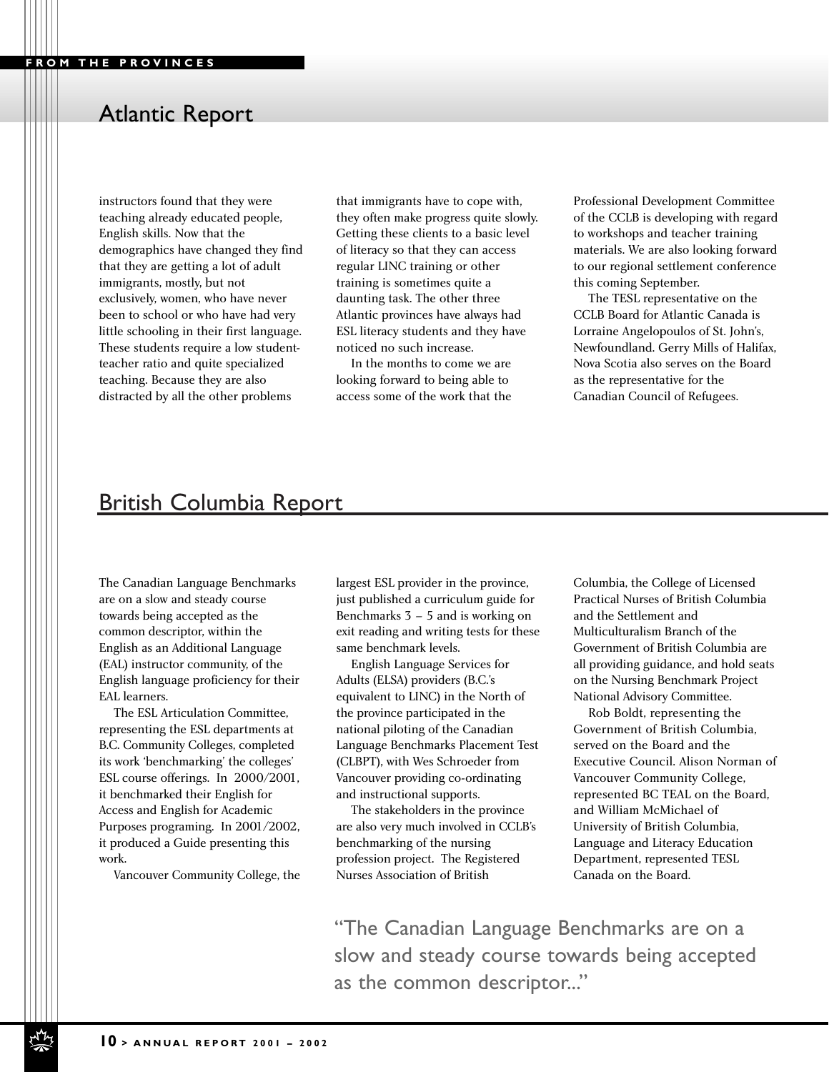## Atlantic Report

instructors found that they were teaching already educated people, English skills. Now that the demographics have changed they find that they are getting a lot of adult immigrants, mostly, but not exclusively, women, who have never been to school or who have had very little schooling in their first language. These students require a low student-teacher ratio and quite specialized teaching. Because they are also distracted by all the other problems that immigrants have to cope with, they often make progress quite slowly. Getting these clients to a basic level of literacy so that they can access regular LINC training or other training is sometimes quite a daunting task. The other three Atlantic provinces have always had ESL literacy students and they have noticed no such increase.

In the months to come we are looking forward to being able to access some of the work that the Professional Development Committee of the CCLB is developing with regard to workshops and teacher training materials. We are also looking forward to our regional settlement conference this coming September.

The TESL representative on the CCLB Board for Atlantic Canada is Lorraine Angelopoulos of St. John's, Newfoundland. Gerry Mills of Halifax, Nova Scotia also serves on the Board as the representative for the Canadian Council of Refugees.

## British Columbia Report

The Canadian Language Benchmarks are on a slow and steady course towards being accepted as the common descriptor, within the English as an Additional Language (EAL) instructor community, of the English language proficiency for their EAL learners.

The ESL Articulation Committee, representing the ESL departments at B.C. Community Colleges, completed its work 'benchmarking' the colleges' ESL course offerings. In 2000/2001, it benchmarked their English for Access and English for Academic Purposes programing. In 2001/2002, it produced a Guide presenting this work.

Vancouver Community College, the largest ESL provider in the province, just published a curriculum guide for Benchmarks 3 – 5 and is working on exit reading and writing tests for these same benchmark levels.

English Language Services for Adults (ELSA) providers (B.C.'s equivalent to LINC) in the North of the province participated in the national piloting of the Canadian Language Benchmarks Placement Test (CLBPT), with Wes Schroeder from Vancouver providing co-ordinating and instructional supports.

The stakeholders in the province are also very much involved in CCLB's benchmarking of the nursing profession project. The Registered Nurses Association of British Columbia, the College of Licensed Practical Nurses of British Columbia and the Settlement and Multiculturalism Branch of the Government of British Columbia are all providing guidance, and hold seats on the Nursing Benchmark Project National Advisory Committee.

Rob Boldt, representing the Government of British Columbia, served on the Board and the Executive Council. Alison Norman of Vancouver Community College, represented BC TEAL on the Board, and William McMichael of University of British Columbia, Language and Literacy Education Department, represented TESL Canada on the Board.

"The Canadian Language Benchmarks are on a slow and steady course towards being accepted as the common descriptor..."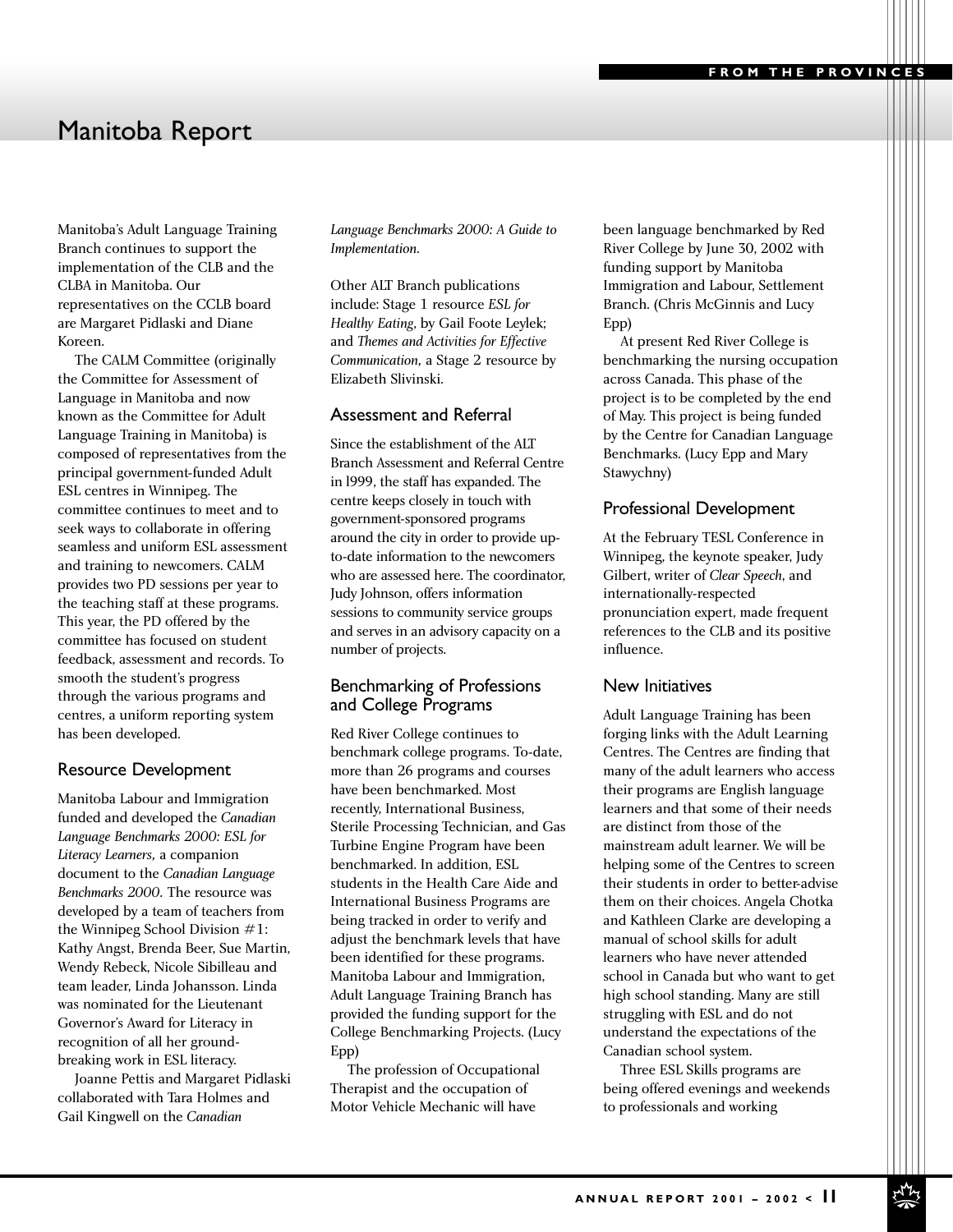# Manitoba Report

Manitoba's Adult Language Training Branch continues to support the implementation of the CLB and the CLBA in Manitoba. Our representatives on the CCLB board are Margaret Pidlaski and Diane Koreen.

The CALM Committee (originally the Committee for Assessment of Language in Manitoba and now known as the Committee for Adult Language Training in Manitoba) is composed of representatives from the principal government-funded Adult ESL centres in Winnipeg. The committee continues to meet and to seek ways to collaborate in offering seamless and uniform ESL assessment and training to newcomers. CALM provides two PD sessions per year to the teaching staff at these programs. This year, the PD offered by the committee has focused on student feedback, assessment and records. To smooth the student's progress through the various programs and centres, a uniform reporting system has been developed.

## Resource Development

Manitoba Labour and Immigration funded and developed the *Canadian Language Benchmarks 2000: ESL for Literacy Learners*, a companion document to the *Canadian Language Benchmarks 2000*. The resource was developed by a team of teachers from the Winnipeg School Division #1: Kathy Angst, Brenda Beer, Sue Martin, Wendy Rebeck, Nicole Sibilleau and team leader, Linda Johansson. Linda was nominated for the Lieutenant Governor's Award for Literacy in recognition of all her ground-breaking work in ESL literacy.

Joanne Pettis and Margaret Pidlaski collaborated with Tara Holmes and Gail Kingwell on the *Canadian Language Benchmarks 2000: A Guide to Implementation*.

Other ALT Branch publications include: Stage 1 resource *ESL for Healthy Eating*, by Gail Foote Leylek; and *Themes and Activities for Effective Communication*, a Stage 2 resource by Elizabeth Slivinski.

## Assessment and Referral

Since the establishment of the ALT Branch Assessment and Referral Centre in l999, the staff has expanded. The centre keeps closely in touch with government-sponsored programs around the city in order to provide up-to-date information to the newcomers who are assessed here. The coordinator, Judy Johnson, offers information sessions to community service groups and serves in an advisory capacity on a number of projects.

## Benchmarking of Professions and College Programs

Red River College continues to benchmark college programs. To-date, more than 26 programs and courses have been benchmarked. Most recently, International Business, Sterile Processing Technician, and Gas Turbine Engine Program have been benchmarked. In addition, ESL students in the Health Care Aide and International Business Programs are being tracked in order to verify and adjust the benchmark levels that have been identified for these programs. Manitoba Labour and Immigration, Adult Language Training Branch has provided the funding support for the College Benchmarking Projects. (Lucy Epp)

The profession of Occupational Therapist and the occupation of Motor Vehicle Mechanic will have been language benchmarked by Red River College by June 30, 2002 with funding support by Manitoba Immigration and Labour, Settlement Branch. (Chris McGinnis and Lucy Epp)

At present Red River College is benchmarking the nursing occupation across Canada. This phase of the project is to be completed by the end of May. This project is being funded by the Centre for Canadian Language Benchmarks. (Lucy Epp and Mary Stawychny)

## Professional Development

At the February TESL Conference in Winnipeg, the keynote speaker, Judy Gilbert, writer of *Clear Speech*, and internationally-respected pronunciation expert, made frequent references to the CLB and its positive influence.

## New Initiatives

Adult Language Training has been forging links with the Adult Learning Centres. The Centres are finding that many of the adult learners who access their programs are English language learners and that some of their needs are distinct from those of the mainstream adult learner. We will be helping some of the Centres to screen their students in order to better-advise them on their choices. Angela Chotka and Kathleen Clarke are developing a manual of school skills for adult learners who have never attended school in Canada but who want to get high school standing. Many are still struggling with ESL and do not understand the expectations of the Canadian school system.

Three ESL Skills programs are being offered evenings and weekends to professionals and working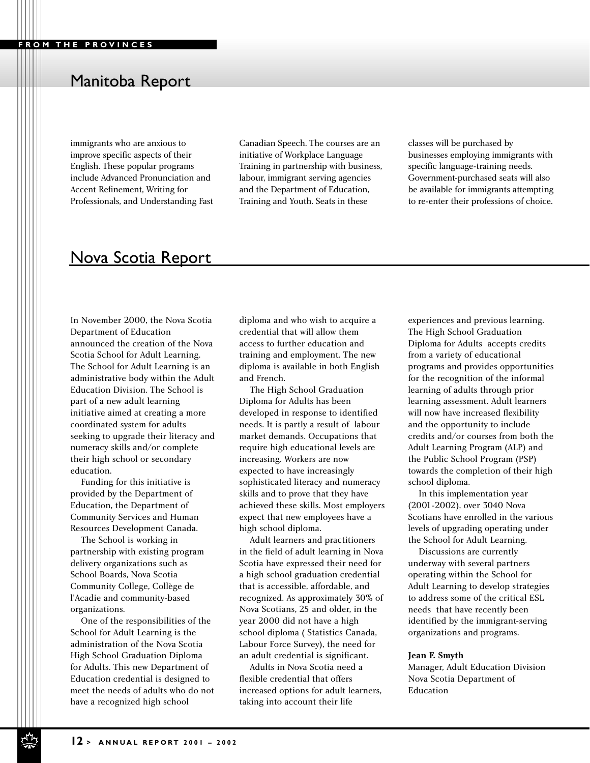## Manitoba Report

immigrants who are anxious to improve specific aspects of their English. These popular programs include Advanced Pronunciation and Accent Refinement, Writing for Professionals, and Understanding Fast Canadian Speech. The courses are an initiative of Workplace Language Training in partnership with business, labour, immigrant serving agencies and the Department of Education, Training and Youth. Seats in these classes will be purchased by businesses employing immigrants with specific language-training needs. Government-purchased seats will also be available for immigrants attempting to re-enter their professions of choice.

## Nova Scotia Report

In November 2000, the Nova Scotia Department of Education announced the creation of the Nova Scotia School for Adult Learning. The School for Adult Learning is an administrative body within the Adult Education Division. The School is part of a new adult learning initiative aimed at creating a more coordinated system for adults seeking to upgrade their literacy and numeracy skills and/or complete their high school or secondary education.

Funding for this initiative is provided by the Department of Education, the Department of Community Services and Human Resources Development Canada.

The School is working in partnership with existing program delivery organizations such as School Boards, Nova Scotia Community College, Collège de l'Acadie and community-based organizations.

One of the responsibilities of the School for Adult Learning is the administration of the Nova Scotia High School Graduation Diploma for Adults. This new Department of Education credential is designed to meet the needs of adults who do not have a recognized high school diploma and who wish to acquire a credential that will allow them access to further education and training and employment. The new diploma is available in both English and French.

The High School Graduation Diploma for Adults has been developed in response to identified needs. It is partly a result of labour market demands. Occupations that require high educational levels are increasing. Workers are now expected to have increasingly sophisticated literacy and numeracy skills and to prove that they have achieved these skills. Most employers expect that new employees have a high school diploma.

Adult learners and practitioners in the field of adult learning in Nova Scotia have expressed their need for a high school graduation credential that is accessible, affordable, and recognized. As approximately 30% of Nova Scotians, 25 and older, in the year 2000 did not have a high school diploma ( Statistics Canada, Labour Force Survey), the need for an adult credential is significant.

Adults in Nova Scotia need a flexible credential that offers increased options for adult learners, taking into account their life experiences and previous learning. The High School Graduation Diploma for Adults accepts credits from a variety of educational programs and provides opportunities for the recognition of the informal learning of adults through prior learning assessment. Adult learners will now have increased flexibility and the opportunity to include credits and/or courses from both the Adult Learning Program (ALP) and the Public School Program (PSP) towards the completion of their high school diploma.

In this implementation year (2001-2002), over 3040 Nova Scotians have enrolled in the various levels of upgrading operating under the School for Adult Learning.

Discussions are currently underway with several partners operating within the School for Adult Learning to develop strategies to address some of the critical ESL needs that have recently been identified by the immigrant-serving organizations and programs.

**Jean F. Smyth**
Manager, Adult Education Division
Nova Scotia Department of Education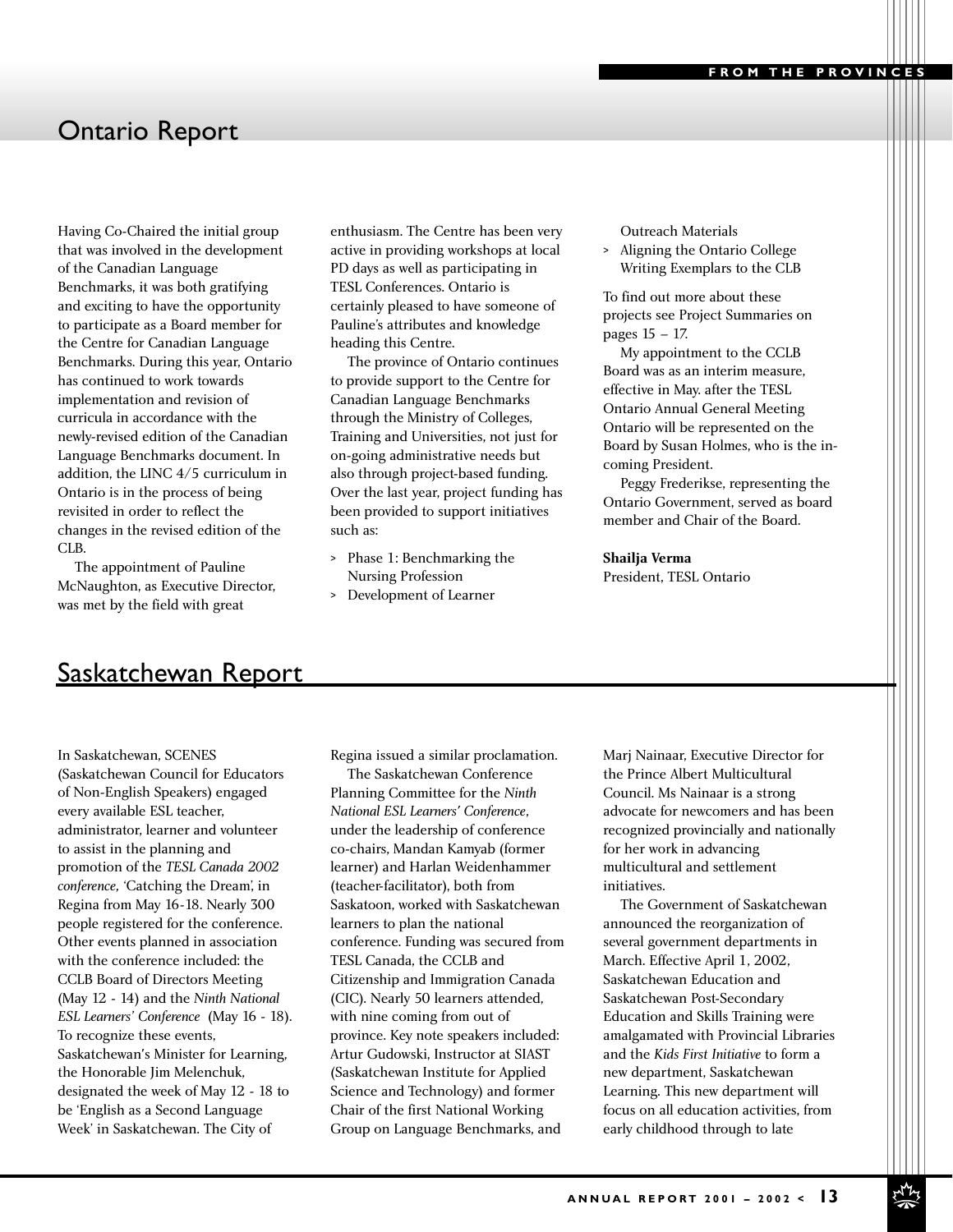# Ontario Report

Having Co-Chaired the initial group that was involved in the development of the Canadian Language Benchmarks, it was both gratifying and exciting to have the opportunity to participate as a Board member for the Centre for Canadian Language Benchmarks. During this year, Ontario has continued to work towards implementation and revision of curricula in accordance with the newly-revised edition of the Canadian Language Benchmarks document. In addition, the LINC 4/5 curriculum in Ontario is in the process of being revisited in order to reflect the changes in the revised edition of the CLB.

The appointment of Pauline McNaughton, as Executive Director, was met by the field with great enthusiasm. The Centre has been very active in providing workshops at local PD days as well as participating in TESL Conferences. Ontario is certainly pleased to have someone of Pauline's attributes and knowledge heading this Centre.

The province of Ontario continues to provide support to the Centre for Canadian Language Benchmarks through the Ministry of Colleges, Training and Universities, not just for on-going administrative needs but also through project-based funding. Over the last year, project funding has been provided to support initiatives such as:

- Phase 1: Benchmarking the Nursing Profession
- Development of Learner Outreach Materials
- Aligning the Ontario College Writing Exemplars to the CLB

To find out more about these projects see Project Summaries on pages 15 – 17.

My appointment to the CCLB Board was as an interim measure, effective in May. after the TESL Ontario Annual General Meeting Ontario will be represented on the Board by Susan Holmes, who is the in-coming President.

Peggy Frederikse, representing the Ontario Government, served as board member and Chair of the Board.

**Shailja Verma**
President, TESL Ontario

# Saskatchewan Report

In Saskatchewan, SCENES (Saskatchewan Council for Educators of Non-English Speakers) engaged every available ESL teacher, administrator, learner and volunteer to assist in the planning and promotion of the *TESL Canada 2002 conference,* 'Catching the Dream', in Regina from May 16-18. Nearly 300 people registered for the conference. Other events planned in association with the conference included: the CCLB Board of Directors Meeting (May 12 - 14) and the *Ninth National ESL Learners' Conference* (May 16 - 18). To recognize these events, Saskatchewan's Minister for Learning, the Honorable Jim Melenchuk, designated the week of May 12 - 18 to be 'English as a Second Language Week' in Saskatchewan. The City of Regina issued a similar proclamation.

The Saskatchewan Conference Planning Committee for the *Ninth National ESL Learners' Conference*, under the leadership of conference co-chairs, Mandan Kamyab (former learner) and Harlan Weidenhammer (teacher-facilitator), both from Saskatoon, worked with Saskatchewan learners to plan the national conference. Funding was secured from TESL Canada, the CCLB and Citizenship and Immigration Canada (CIC). Nearly 50 learners attended, with nine coming from out of province. Key note speakers included: Artur Gudowski, Instructor at SIAST (Saskatchewan Institute for Applied Science and Technology) and former Chair of the first National Working Group on Language Benchmarks, and Marj Nainaar, Executive Director for the Prince Albert Multicultural Council. Ms Nainaar is a strong advocate for newcomers and has been recognized provincially and nationally for her work in advancing multicultural and settlement initiatives.

The Government of Saskatchewan announced the reorganization of several government departments in March. Effective April 1, 2002, Saskatchewan Education and Saskatchewan Post-Secondary Education and Skills Training were amalgamated with Provincial Libraries and the *Kids First Initiative* to form a new department, Saskatchewan Learning. This new department will focus on all education activities, from early childhood through to late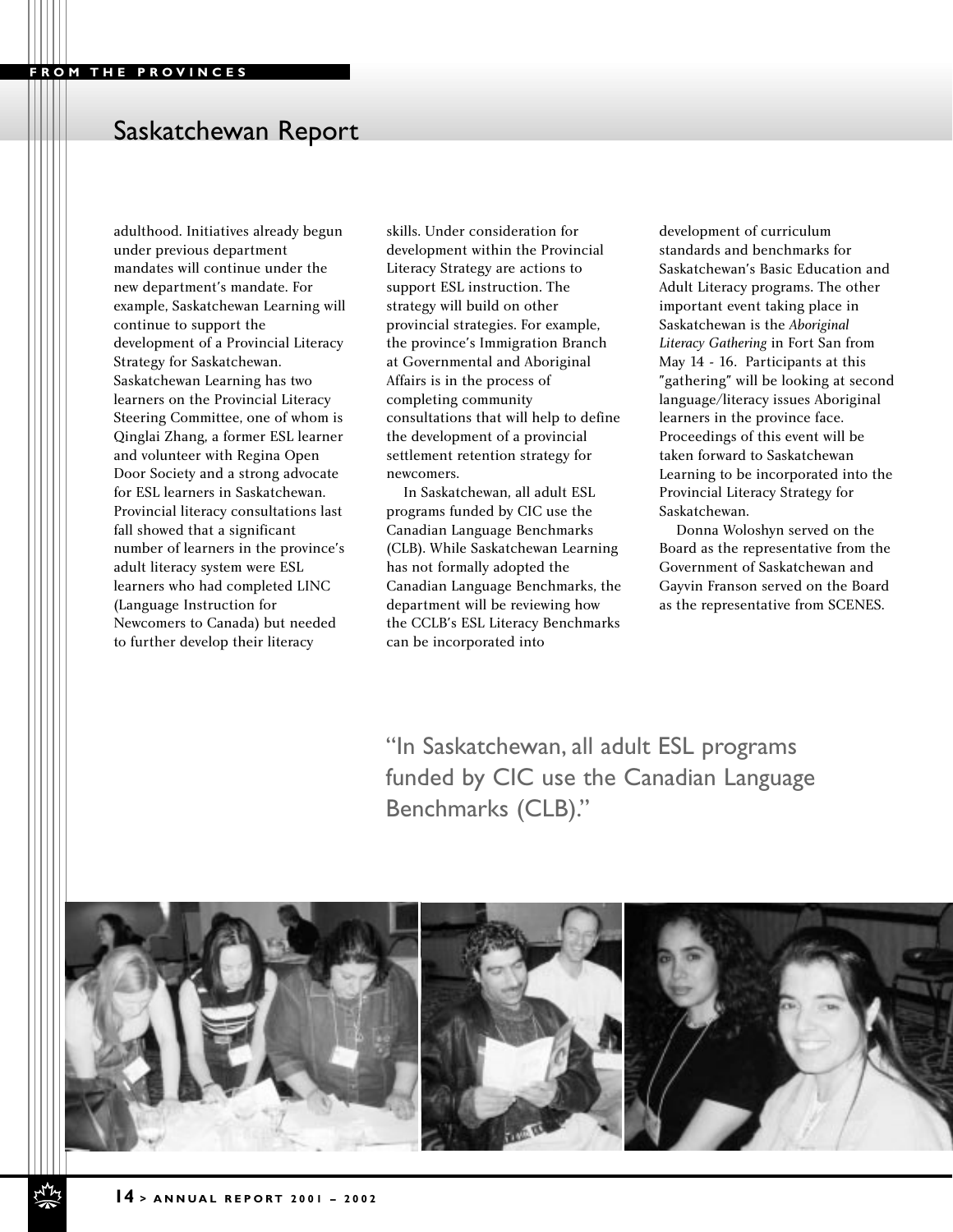## Saskatchewan Report

adulthood. Initiatives already begun under previous department mandates will continue under the new department's mandate. For example, Saskatchewan Learning will continue to support the development of a Provincial Literacy Strategy for Saskatchewan. Saskatchewan Learning has two learners on the Provincial Literacy Steering Committee, one of whom is Qinglai Zhang, a former ESL learner and volunteer with Regina Open Door Society and a strong advocate for ESL learners in Saskatchewan. Provincial literacy consultations last fall showed that a significant number of learners in the province's adult literacy system were ESL learners who had completed LINC (Language Instruction for Newcomers to Canada) but needed to further develop their literacy skills. Under consideration for development within the Provincial Literacy Strategy are actions to support ESL instruction. The strategy will build on other provincial strategies. For example, the province's Immigration Branch at Governmental and Aboriginal Affairs is in the process of completing community consultations that will help to define the development of a provincial settlement retention strategy for newcomers.

In Saskatchewan, all adult ESL programs funded by CIC use the Canadian Language Benchmarks (CLB). While Saskatchewan Learning has not formally adopted the Canadian Language Benchmarks, the department will be reviewing how the CCLB's ESL Literacy Benchmarks can be incorporated into development of curriculum standards and benchmarks for Saskatchewan's Basic Education and Adult Literacy programs. The other important event taking place in Saskatchewan is the *Aboriginal Literacy Gathering* in Fort San from May 14 - 16. Participants at this "gathering" will be looking at second language/literacy issues Aboriginal learners in the province face. Proceedings of this event will be taken forward to Saskatchewan Learning to be incorporated into the Provincial Literacy Strategy for Saskatchewan.

Donna Woloshyn served on the Board as the representative from the Government of Saskatchewan and Gayvin Franson served on the Board as the representative from SCENES.

"In Saskatchewan, all adult ESL programs funded by CIC use the Canadian Language Benchmarks (CLB)."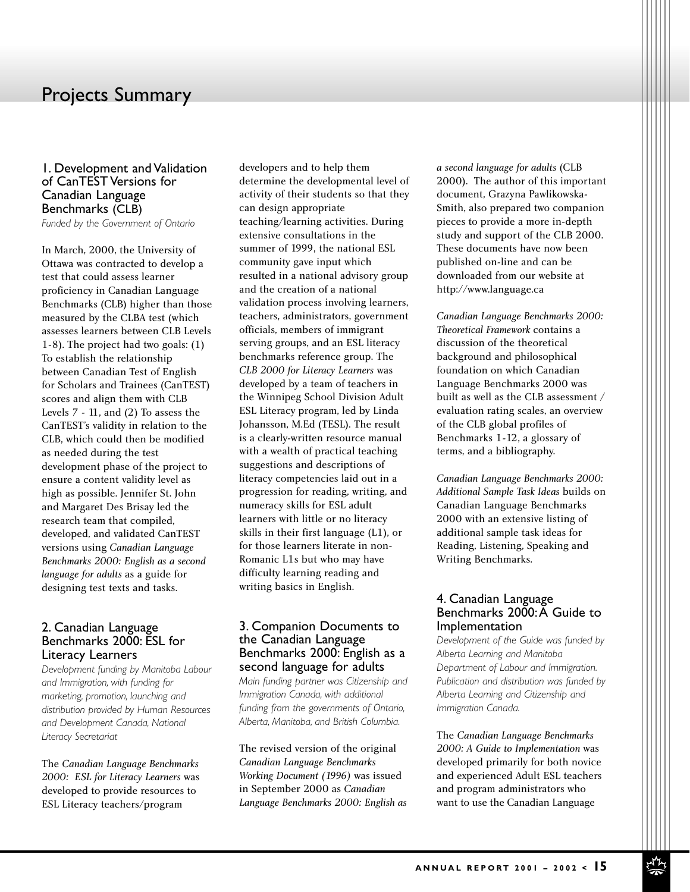# Projects Summary

### 1. Development and Validation of CanTEST Versions for Canadian Language Benchmarks (CLB)

*Funded by the Government of Ontario*

In March, 2000, the University of Ottawa was contracted to develop a test that could assess learner proficiency in Canadian Language Benchmarks (CLB) higher than those measured by the CLBA test (which assesses learners between CLB Levels 1-8). The project had two goals: (1) To establish the relationship between Canadian Test of English for Scholars and Trainees (CanTEST) scores and align them with CLB Levels 7 - 11, and (2) To assess the CanTEST's validity in relation to the CLB, which could then be modified as needed during the test development phase of the project to ensure a content validity level as high as possible. Jennifer St. John and Margaret Des Brisay led the research team that compiled, developed, and validated CanTEST versions using *Canadian Language Benchmarks 2000: English as a second language for adults* as a guide for designing test texts and tasks.

### 2. Canadian Language Benchmarks 2000: ESL for Literacy Learners

*Development funding by Manitoba Labour and Immigration, with funding for marketing, promotion, launching and distribution provided by Human Resources and Development Canada, National Literacy Secretariat*

The *Canadian Language Benchmarks 2000: ESL for Literacy Learners* was developed to provide resources to ESL Literacy teachers/program developers and to help them determine the developmental level of activity of their students so that they can design appropriate teaching/learning activities. During extensive consultations in the summer of 1999, the national ESL community gave input which resulted in a national advisory group and the creation of a national validation process involving learners, teachers, administrators, government officials, members of immigrant serving groups, and an ESL literacy benchmarks reference group. The *CLB 2000 for Literacy Learners* was developed by a team of teachers in the Winnipeg School Division Adult ESL Literacy program, led by Linda Johansson, M.Ed (TESL). The result is a clearly-written resource manual with a wealth of practical teaching suggestions and descriptions of literacy competencies laid out in a progression for reading, writing, and numeracy skills for ESL adult learners with little or no literacy skills in their first language (L1), or for those learners literate in non-Romanic L1s but who may have difficulty learning reading and writing basics in English.

### 3. Companion Documents to the Canadian Language Benchmarks 2000: English as a second language for adults

*Main funding partner was Citizenship and Immigration Canada, with additional funding from the governments of Ontario, Alberta, Manitoba, and British Columbia.*

The revised version of the original *Canadian Language Benchmarks Working Document (1996)* was issued in September 2000 as *Canadian Language Benchmarks 2000: English as a second language for adults* (CLB 2000). The author of this important document, Grazyna Pawlikowska-Smith, also prepared two companion pieces to provide a more in-depth study and support of the CLB 2000. These documents have now been published on-line and can be downloaded from our website at http://www.language.ca

*Canadian Language Benchmarks 2000: Theoretical Framework* contains a discussion of the theoretical background and philosophical foundation on which Canadian Language Benchmarks 2000 was built as well as the CLB assessment / evaluation rating scales, an overview of the CLB global profiles of Benchmarks 1-12, a glossary of terms, and a bibliography.

*Canadian Language Benchmarks 2000: Additional Sample Task Ideas* builds on Canadian Language Benchmarks 2000 with an extensive listing of additional sample task ideas for Reading, Listening, Speaking and Writing Benchmarks.

### 4. Canadian Language Benchmarks 2000: A Guide to Implementation

*Development of the Guide was funded by Alberta Learning and Manitoba Department of Labour and Immigration. Publication and distribution was funded by Alberta Learning and Citizenship and Immigration Canada.*

The *Canadian Language Benchmarks 2000: A Guide to Implementation* was developed primarily for both novice and experienced Adult ESL teachers and program administrators who want to use the Canadian Language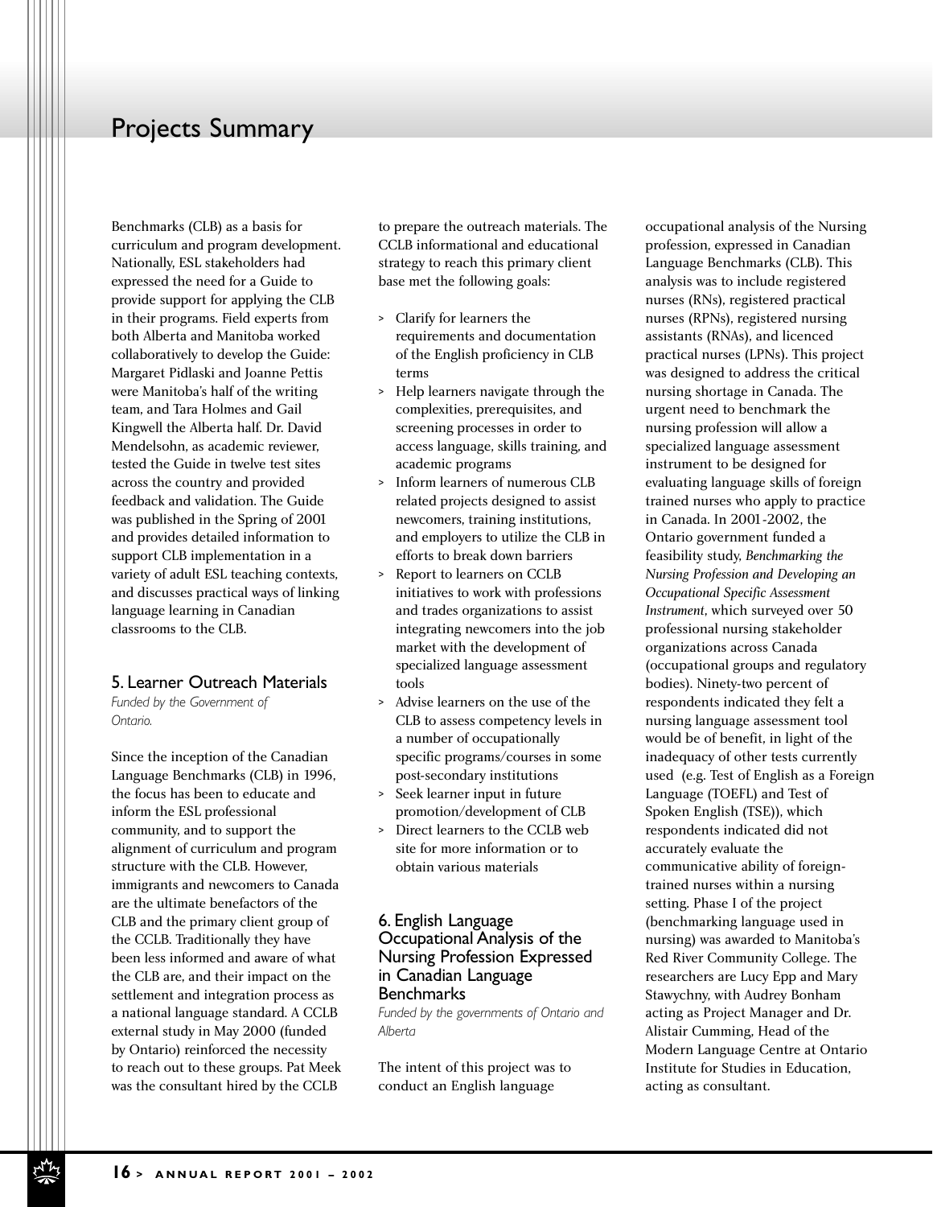Benchmarks (CLB) as a basis for curriculum and program development. Nationally, ESL stakeholders had expressed the need for a Guide to provide support for applying the CLB in their programs. Field experts from both Alberta and Manitoba worked collaboratively to develop the Guide: Margaret Pidlaski and Joanne Pettis were Manitoba's half of the writing team, and Tara Holmes and Gail Kingwell the Alberta half. Dr. David Mendelsohn, as academic reviewer, tested the Guide in twelve test sites across the country and provided feedback and validation. The Guide was published in the Spring of 2001 and provides detailed information to support CLB implementation in a variety of adult ESL teaching contexts, and discusses practical ways of linking language learning in Canadian classrooms to the CLB.

### 5. Learner Outreach Materials

*Funded by the Government of Ontario.*

Since the inception of the Canadian Language Benchmarks (CLB) in 1996, the focus has been to educate and inform the ESL professional community, and to support the alignment of curriculum and program structure with the CLB. However, immigrants and newcomers to Canada are the ultimate benefactors of the CLB and the primary client group of the CCLB. Traditionally they have been less informed and aware of what the CLB are, and their impact on the settlement and integration process as a national language standard. A CCLB external study in May 2000 (funded by Ontario) reinforced the necessity to reach out to these groups. Pat Meek was the consultant hired by the CCLB to prepare the outreach materials. The CCLB informational and educational strategy to reach this primary client base met the following goals:

> Clarify for learners the requirements and documentation of the English proficiency in CLB terms
> Help learners navigate through the complexities, prerequisites, and screening processes in order to access language, skills training, and academic programs
> Inform learners of numerous CLB related projects designed to assist newcomers, training institutions, and employers to utilize the CLB in efforts to break down barriers
> Report to learners on CCLB initiatives to work with professions and trades organizations to assist integrating newcomers into the job market with the development of specialized language assessment tools
> Advise learners on the use of the CLB to assess competency levels in a number of occupationally specific programs/courses in some post-secondary institutions
> Seek learner input in future promotion/development of CLB
> Direct learners to the CCLB web site for more information or to obtain various materials

### 6. English Language Occupational Analysis of the Nursing Profession Expressed in Canadian Language Benchmarks

*Funded by the governments of Ontario and Alberta*

The intent of this project was to conduct an English language occupational analysis of the Nursing profession, expressed in Canadian Language Benchmarks (CLB). This analysis was to include registered nurses (RNs), registered practical nurses (RPNs), registered nursing assistants (RNAs), and licenced practical nurses (LPNs). This project was designed to address the critical nursing shortage in Canada. The urgent need to benchmark the nursing profession will allow a specialized language assessment instrument to be designed for evaluating language skills of foreign trained nurses who apply to practice in Canada. In 2001-2002, the Ontario government funded a feasibility study, *Benchmarking the Nursing Profession and Developing an Occupational Specific Assessment Instrument*, which surveyed over 50 professional nursing stakeholder organizations across Canada (occupational groups and regulatory bodies). Ninety-two percent of respondents indicated they felt a nursing language assessment tool would be of benefit, in light of the inadequacy of other tests currently used (e.g. Test of English as a Foreign Language (TOEFL) and Test of Spoken English (TSE)), which respondents indicated did not accurately evaluate the communicative ability of foreign-trained nurses within a nursing setting. Phase I of the project (benchmarking language used in nursing) was awarded to Manitoba's Red River Community College. The researchers are Lucy Epp and Mary Stawychny, with Audrey Bonham acting as Project Manager and Dr. Alistair Cumming, Head of the Modern Language Centre at Ontario Institute for Studies in Education, acting as consultant.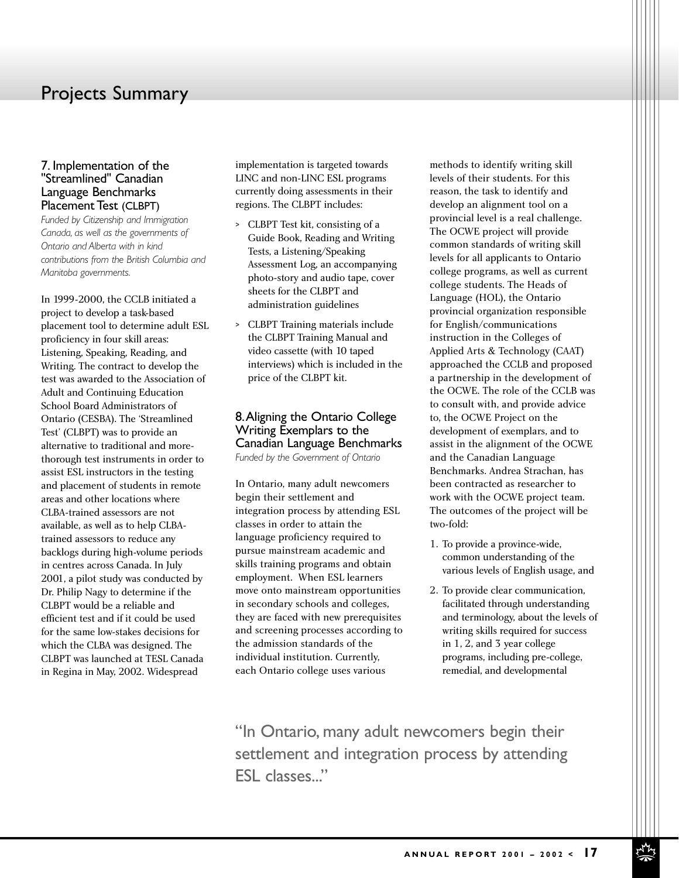# Projects Summary

## 7. Implementation of the "Streamlined" Canadian Language Benchmarks Placement Test (CLBPT)

*Funded by Citizenship and Immigration Canada, as well as the governments of Ontario and Alberta with in kind contributions from the British Columbia and Manitoba governments.*

In 1999-2000, the CCLB initiated a project to develop a task-based placement tool to determine adult ESL proficiency in four skill areas: Listening, Speaking, Reading, and Writing. The contract to develop the test was awarded to the Association of Adult and Continuing Education School Board Administrators of Ontario (CESBA). The 'Streamlined Test' (CLBPT) was to provide an alternative to traditional and more-thorough test instruments in order to assist ESL instructors in the testing and placement of students in remote areas and other locations where CLBA-trained assessors are not available, as well as to help CLBA-trained assessors to reduce any backlogs during high-volume periods in centres across Canada. In July 2001, a pilot study was conducted by Dr. Philip Nagy to determine if the CLBPT would be a reliable and efficient test and if it could be used for the same low-stakes decisions for which the CLBA was designed. The CLBPT was launched at TESL Canada in Regina in May, 2002. Widespread implementation is targeted towards LINC and non-LINC ESL programs currently doing assessments in their regions. The CLBPT includes:

- CLBPT Test kit, consisting of a Guide Book, Reading and Writing Tests, a Listening/Speaking Assessment Log, an accompanying photo-story and audio tape, cover sheets for the CLBPT and administration guidelines
- CLBPT Training materials include the CLBPT Training Manual and video cassette (with 10 taped interviews) which is included in the price of the CLBPT kit.

## 8. Aligning the Ontario College Writing Exemplars to the Canadian Language Benchmarks

*Funded by the Government of Ontario*

In Ontario, many adult newcomers begin their settlement and integration process by attending ESL classes in order to attain the language proficiency required to pursue mainstream academic and skills training programs and obtain employment. When ESL learners move onto mainstream opportunities in secondary schools and colleges, they are faced with new prerequisites and screening processes according to the admission standards of the individual institution. Currently, each Ontario college uses various methods to identify writing skill levels of their students. For this reason, the task to identify and develop an alignment tool on a provincial level is a real challenge. The OCWE project will provide common standards of writing skill levels for all applicants to Ontario college programs, as well as current college students. The Heads of Language (HOL), the Ontario provincial organization responsible for English/communications instruction in the Colleges of Applied Arts & Technology (CAAT) approached the CCLB and proposed a partnership in the development of the OCWE. The role of the CCLB was to consult with, and provide advice to, the OCWE Project on the development of exemplars, and to assist in the alignment of the OCWE and the Canadian Language Benchmarks. Andrea Strachan, has been contracted as researcher to work with the OCWE project team. The outcomes of the project will be two-fold:

1. To provide a province-wide, common understanding of the various levels of English usage, and
2. To provide clear communication, facilitated through understanding and terminology, about the levels of writing skills required for success in 1, 2, and 3 year college programs, including pre-college, remedial, and developmental

"In Ontario, many adult newcomers begin their settlement and integration process by attending ESL classes..."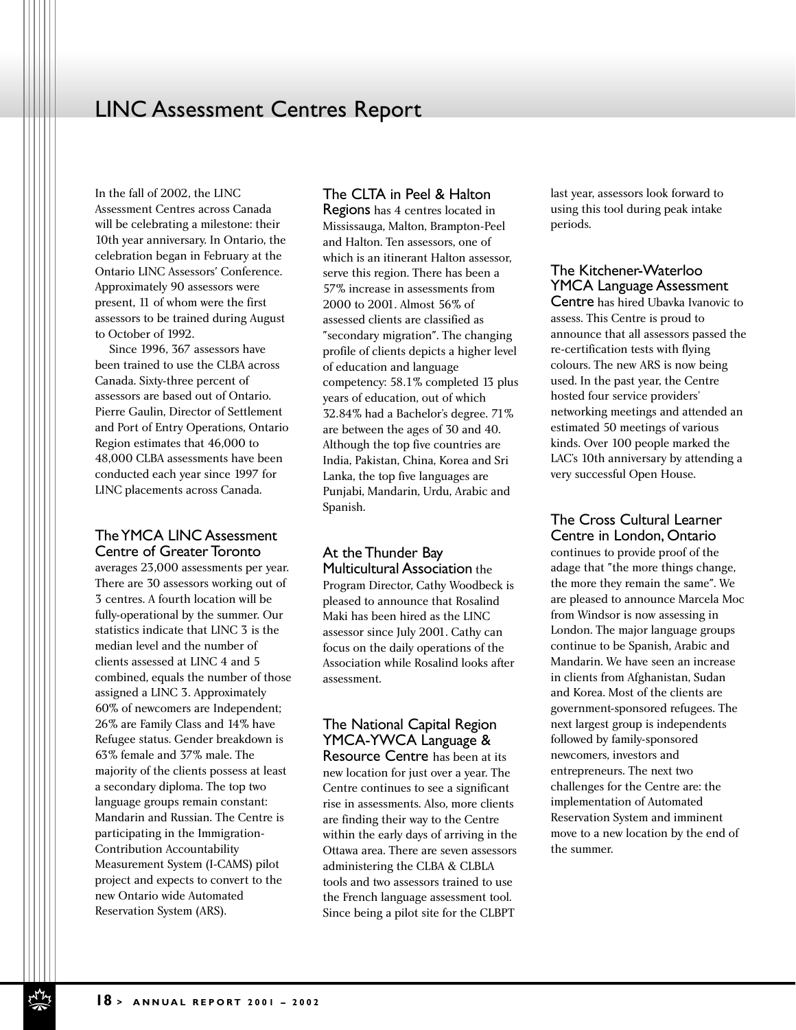# LINC Assessment Centres Report

In the fall of 2002, the LINC Assessment Centres across Canada will be celebrating a milestone: their 10th year anniversary. In Ontario, the celebration began in February at the Ontario LINC Assessors' Conference. Approximately 90 assessors were present, 11 of whom were the first assessors to be trained during August to October of 1992.

Since 1996, 367 assessors have been trained to use the CLBA across Canada. Sixty-three percent of assessors are based out of Ontario. Pierre Gaulin, Director of Settlement and Port of Entry Operations, Ontario Region estimates that 46,000 to 48,000 CLBA assessments have been conducted each year since 1997 for LINC placements across Canada.

**The YMCA LINC Assessment Centre of Greater Toronto** averages 23,000 assessments per year. There are 30 assessors working out of 3 centres. A fourth location will be fully-operational by the summer. Our statistics indicate that LINC 3 is the median level and the number of clients assessed at LINC 4 and 5 combined, equals the number of those assigned a LINC 3. Approximately 60% of newcomers are Independent; 26% are Family Class and 14% have Refugee status. Gender breakdown is 63% female and 37% male. The majority of the clients possess at least a secondary diploma. The top two language groups remain constant: Mandarin and Russian. The Centre is participating in the Immigration-Contribution Accountability Measurement System (I-CAMS) pilot project and expects to convert to the new Ontario wide Automated Reservation System (ARS).

**The CLTA in Peel & Halton Regions** has 4 centres located in Mississauga, Malton, Brampton-Peel and Halton. Ten assessors, one of which is an itinerant Halton assessor, serve this region. There has been a 57% increase in assessments from 2000 to 2001. Almost 56% of assessed clients are classified as "secondary migration". The changing profile of clients depicts a higher level of education and language competency: 58.1% completed 13 plus years of education, out of which 32.84% had a Bachelor's degree. 71% are between the ages of 30 and 40. Although the top five countries are India, Pakistan, China, Korea and Sri Lanka, the top five languages are Punjabi, Mandarin, Urdu, Arabic and Spanish.

**At the Thunder Bay Multicultural Association** the Program Director, Cathy Woodbeck is pleased to announce that Rosalind Maki has been hired as the LINC assessor since July 2001. Cathy can focus on the daily operations of the Association while Rosalind looks after assessment.

**The National Capital Region YMCA-YWCA Language & Resource Centre** has been at its new location for just over a year. The Centre continues to see a significant rise in assessments. Also, more clients are finding their way to the Centre within the early days of arriving in the Ottawa area. There are seven assessors administering the CLBA & CLBLA tools and two assessors trained to use the French language assessment tool. Since being a pilot site for the CLBPT last year, assessors look forward to using this tool during peak intake periods.

**The Kitchener-Waterloo YMCA Language Assessment Centre** has hired Ubavka Ivanovic to assess. This Centre is proud to announce that all assessors passed the re-certification tests with flying colours. The new ARS is now being used. In the past year, the Centre hosted four service providers' networking meetings and attended an estimated 50 meetings of various kinds. Over 100 people marked the LAC's 10th anniversary by attending a very successful Open House.

**The Cross Cultural Learner Centre in London, Ontario** continues to provide proof of the adage that "the more things change, the more they remain the same". We are pleased to announce Marcela Moc from Windsor is now assessing in London. The major language groups continue to be Spanish, Arabic and Mandarin. We have seen an increase in clients from Afghanistan, Sudan and Korea. Most of the clients are government-sponsored refugees. The next largest group is independents followed by family-sponsored newcomers, investors and entrepreneurs. The next two challenges for the Centre are: the implementation of Automated Reservation System and imminent move to a new location by the end of the summer.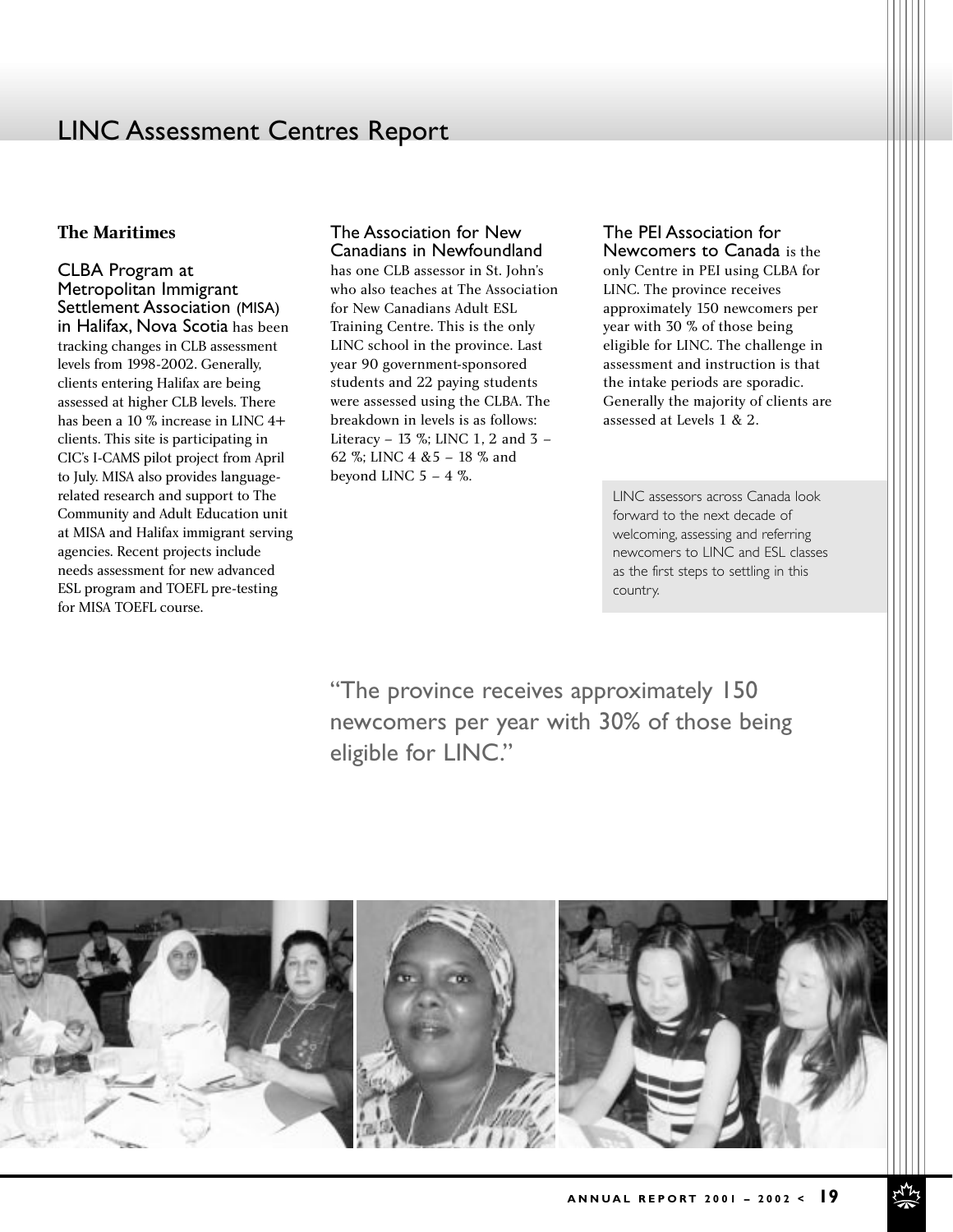# LINC Assessment Centres Report

## The Maritimes

**CLBA Program at Metropolitan Immigrant Settlement Association (MISA) in Halifax, Nova Scotia** has been tracking changes in CLB assessment levels from 1998-2002. Generally, clients entering Halifax are being assessed at higher CLB levels. There has been a 10 % increase in LINC 4+ clients. This site is participating in CIC's I-CAMS pilot project from April to July. MISA also provides language-related research and support to The Community and Adult Education unit at MISA and Halifax immigrant serving agencies. Recent projects include needs assessment for new advanced ESL program and TOEFL pre-testing for MISA TOEFL course.

**The Association for New Canadians in Newfoundland** has one CLB assessor in St. John's who also teaches at The Association for New Canadians Adult ESL Training Centre. This is the only LINC school in the province. Last year 90 government-sponsored students and 22 paying students were assessed using the CLBA. The breakdown in levels is as follows: Literacy – 13 %; LINC 1, 2 and 3 – 62 %; LINC 4 &5 – 18 % and beyond LINC 5 – 4 %.

**The PEI Association for Newcomers to Canada** is the only Centre in PEI using CLBA for LINC. The province receives approximately 150 newcomers per year with 30 % of those being eligible for LINC. The challenge in assessment and instruction is that the intake periods are sporadic. Generally the majority of clients are assessed at Levels 1 & 2.

LINC assessors across Canada look forward to the next decade of welcoming, assessing and referring newcomers to LINC and ESL classes as the first steps to settling in this country.

"The province receives approximately 150 newcomers per year with 30% of those being eligible for LINC."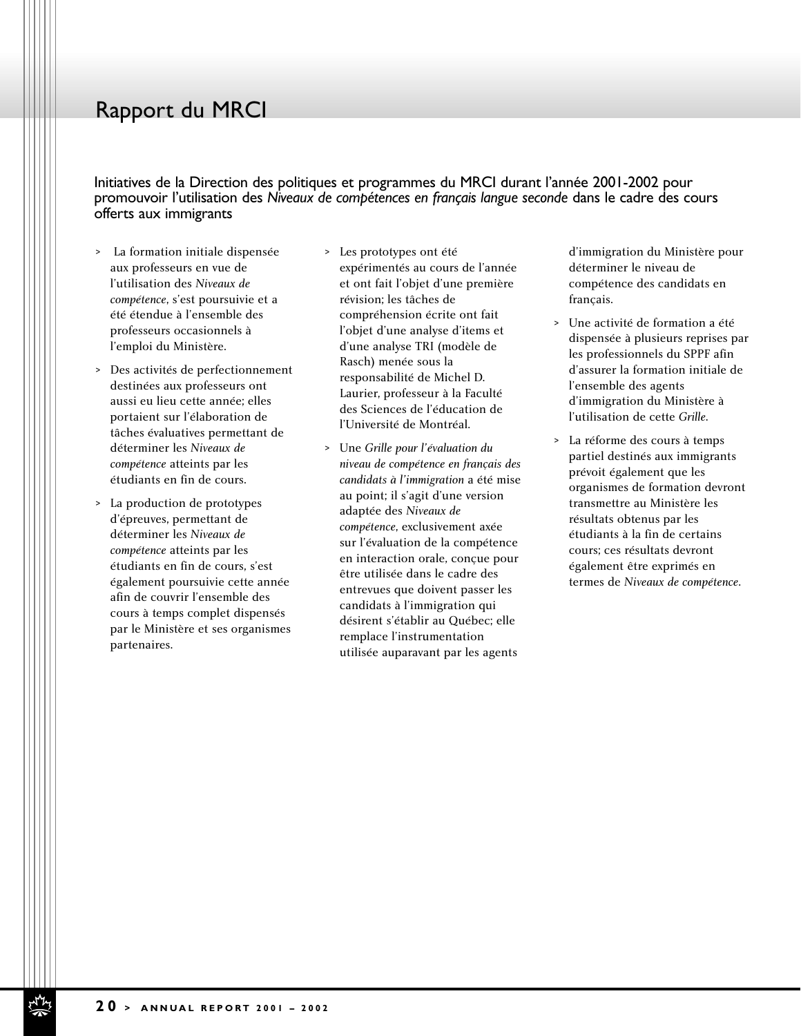# Rapport du MRCI

## Initiatives de la Direction des politiques et programmes du MRCI durant l'année 2001-2002 pour promouvoir l'utilisation des *Niveaux de compétences en français langue seconde* dans le cadre des cours offerts aux immigrants

- La formation initiale dispensée aux professeurs en vue de l'utilisation des *Niveaux de compétence*, s'est poursuivie et a été étendue à l'ensemble des professeurs occasionnels à l'emploi du Ministère.
- Des activités de perfectionnement destinées aux professeurs ont aussi eu lieu cette année; elles portaient sur l'élaboration de tâches évaluatives permettant de déterminer les *Niveaux de compétence* atteints par les étudiants en fin de cours.
- La production de prototypes d'épreuves, permettant de déterminer les *Niveaux de compétence* atteints par les étudiants en fin de cours, s'est également poursuivie cette année afin de couvrir l'ensemble des cours à temps complet dispensés par le Ministère et ses organismes partenaires.
- Les prototypes ont été expérimentés au cours de l'année et ont fait l'objet d'une première révision; les tâches de compréhension écrite ont fait l'objet d'une analyse d'items et d'une analyse TRI (modèle de Rasch) menée sous la responsabilité de Michel D. Laurier, professeur à la Faculté des Sciences de l'éducation de l'Université de Montréal.
- Une *Grille pour l'évaluation du niveau de compétence en français des candidats à l'immigration* a été mise au point; il s'agit d'une version adaptée des *Niveaux de compétence*, exclusivement axée sur l'évaluation de la compétence en interaction orale, conçue pour être utilisée dans le cadre des entrevues que doivent passer les candidats à l'immigration qui désirent s'établir au Québec; elle remplace l'instrumentation utilisée auparavant par les agents d'immigration du Ministère pour déterminer le niveau de compétence des candidats en français.
- Une activité de formation a été dispensée à plusieurs reprises par les professionnels du SPPF afin d'assurer la formation initiale de l'ensemble des agents d'immigration du Ministère à l'utilisation de cette *Grille*.
- La réforme des cours à temps partiel destinés aux immigrants prévoit également que les organismes de formation devront transmettre au Ministère les résultats obtenus par les étudiants à la fin de certains cours; ces résultats devront également être exprimés en termes de *Niveaux de compétence*.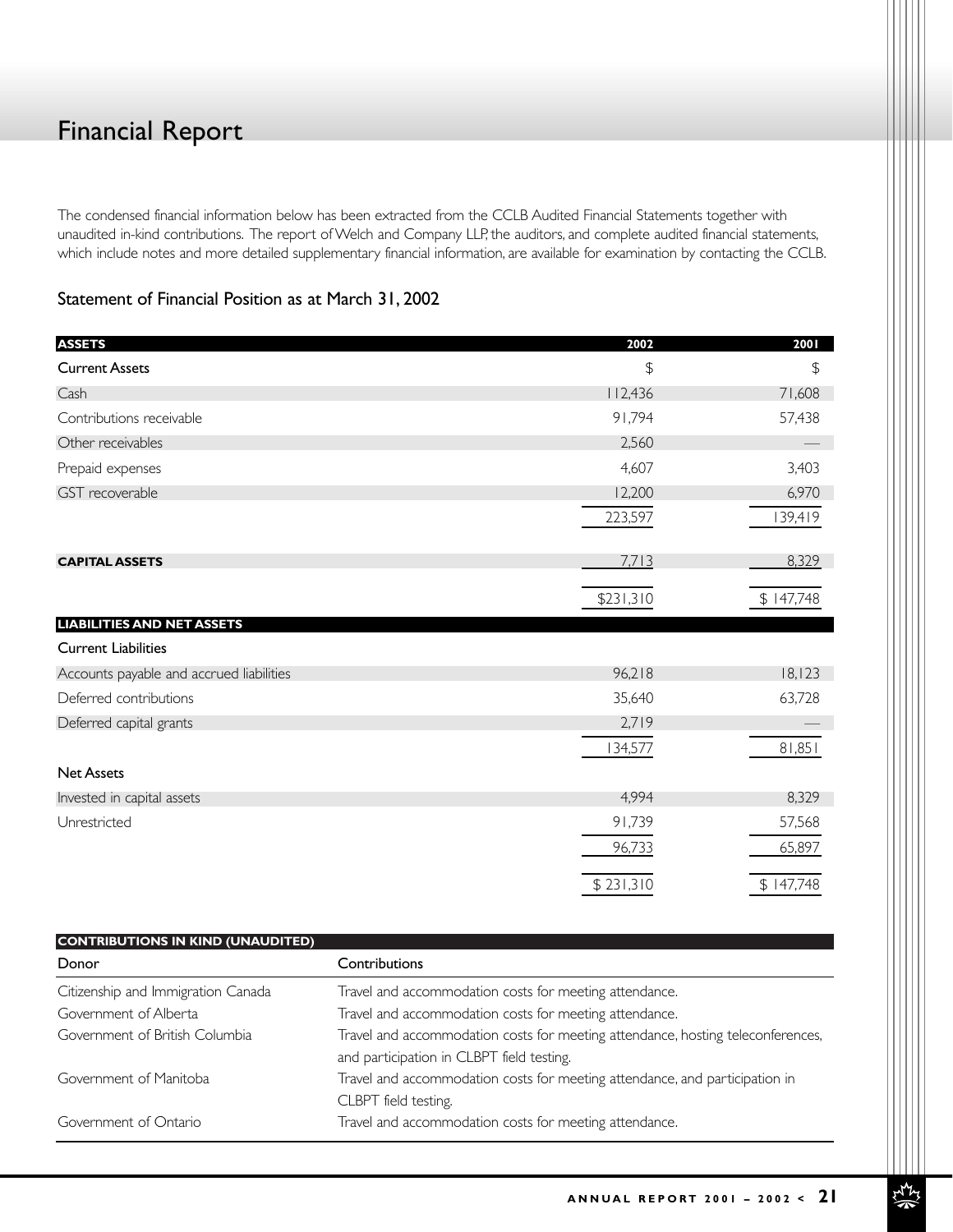# Financial Report

The condensed financial information below has been extracted from the CCLB Audited Financial Statements together with unaudited in-kind contributions. The report of Welch and Company LLP, the auditors, and complete audited financial statements, which include notes and more detailed supplementary financial information, are available for examination by contacting the CCLB.

## Statement of Financial Position as at March 31, 2002

| **ASSETS** | **2002** | **2001** |
|---|---|---|
| **Current Assets** | $ | $ |
| Cash | 112,436 | 71,608 |
| Contributions receivable | 91,794 | 57,438 |
| Other receivables | 2,560 | — |
| Prepaid expenses | 4,607 | 3,403 |
| GST recoverable | 12,200 | 6,970 |
| | 223,597 | 139,419 |
| **CAPITAL ASSETS** | 7,713 | 8,329 |
| | $231,310 | $ 147,748 |
| **LIABILITIES AND NET ASSETS** | | |
| **Current Liabilities** | | |
| Accounts payable and accrued liabilities | 96,218 | 18,123 |
| Deferred contributions | 35,640 | 63,728 |
| Deferred capital grants | 2,719 | — |
| | 134,577 | 81,851 |
| **Net Assets** | | |
| Invested in capital assets | 4,994 | 8,329 |
| Unrestricted | 91,739 | 57,568 |
| | 96,733 | 65,897 |
| | $ 231,310 | $ 147,748 |

**CONTRIBUTIONS IN KIND (UNAUDITED)**

| Donor | Contributions |
|---|---|
| Citizenship and Immigration Canada | Travel and accommodation costs for meeting attendance. |
| Government of Alberta | Travel and accommodation costs for meeting attendance. |
| Government of British Columbia | Travel and accommodation costs for meeting attendance, hosting teleconferences, and participation in CLBPT field testing. |
| Government of Manitoba | Travel and accommodation costs for meeting attendance, and participation in CLBPT field testing. |
| Government of Ontario | Travel and accommodation costs for meeting attendance. |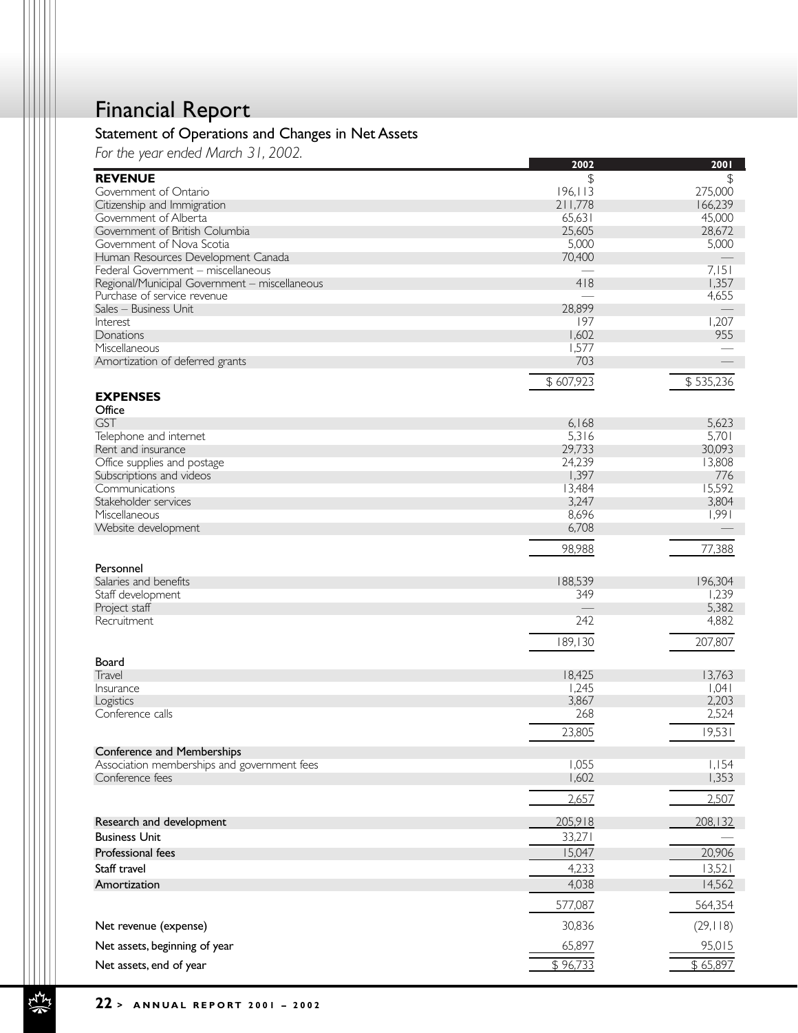# Financial Report

## Statement of Operations and Changes in Net Assets

*For the year ended March 31, 2002.*

| | 2002 | 2001 |
|---|---|---|
| **REVENUE** | $ | $ |
| Government of Ontario | 196,113 | 275,000 |
| Citizenship and Immigration | 211,778 | 166,239 |
| Government of Alberta | 65,631 | 45,000 |
| Government of British Columbia | 25,605 | 28,672 |
| Government of Nova Scotia | 5,000 | 5,000 |
| Human Resources Development Canada | 70,400 | — |
| Federal Government – miscellaneous | — | 7,151 |
| Regional/Municipal Government – miscellaneous | 418 | 1,357 |
| Purchase of service revenue | — | 4,655 |
| Sales – Business Unit | 28,899 | — |
| Interest | 197 | 1,207 |
| Donations | 1,602 | 955 |
| Miscellaneous | 1,577 | — |
| Amortization of deferred grants | 703 | — |
| | $ 607,923 | $ 535,236 |
| **EXPENSES** | | |
| **Office** | | |
| GST | 6,168 | 5,623 |
| Telephone and internet | 5,316 | 5,701 |
| Rent and insurance | 29,733 | 30,093 |
| Office supplies and postage | 24,239 | 13,808 |
| Subscriptions and videos | 1,397 | 776 |
| Communications | 13,484 | 15,592 |
| Stakeholder services | 3,247 | 3,804 |
| Miscellaneous | 8,696 | 1,991 |
| Website development | 6,708 | — |
| | 98,988 | 77,388 |
| **Personnel** | | |
| Salaries and benefits | 188,539 | 196,304 |
| Staff development | 349 | 1,239 |
| Project staff | — | 5,382 |
| Recruitment | 242 | 4,882 |
| | 189,130 | 207,807 |
| **Board** | | |
| Travel | 18,425 | 13,763 |
| Insurance | 1,245 | 1,041 |
| Logistics | 3,867 | 2,203 |
| Conference calls | 268 | 2,524 |
| | 23,805 | 19,531 |
| **Conference and Memberships** | | |
| Association memberships and government fees | 1,055 | 1,154 |
| Conference fees | 1,602 | 1,353 |
| | 2,657 | 2,507 |
| **Research and development** | 205,918 | 208,132 |
| **Business Unit** | 33,271 | — |
| **Professional fees** | 15,047 | 20,906 |
| **Staff travel** | 4,233 | 13,521 |
| **Amortization** | 4,038 | 14,562 |
| | 577,087 | 564,354 |
| **Net revenue (expense)** | 30,836 | (29,118) |
| **Net assets, beginning of year** | 65,897 | 95,015 |
| **Net assets, end of year** | $ 96,733 | $ 65,897 |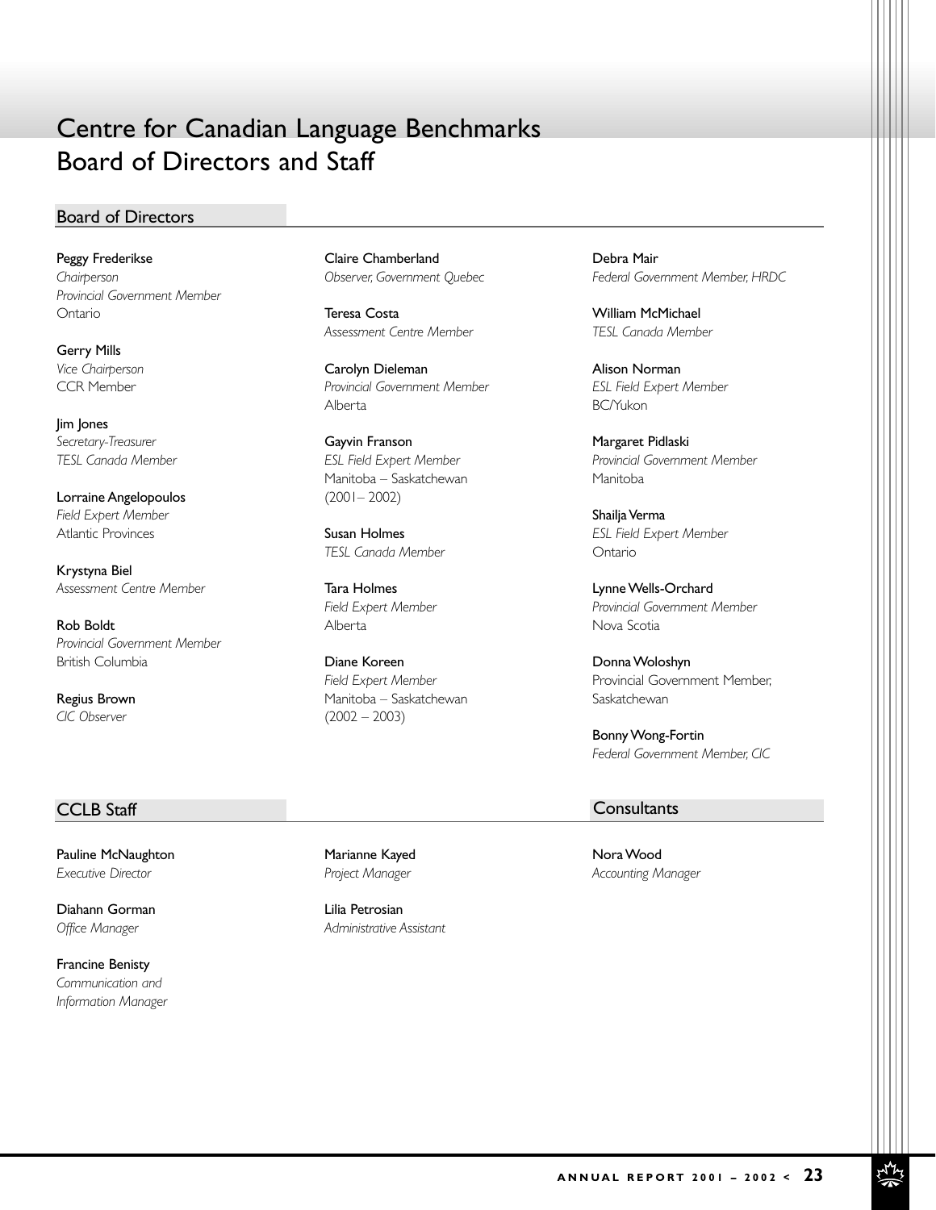# Centre for Canadian Language Benchmarks Board of Directors and Staff

## Board of Directors

**Peggy Frederikse**
*Chairperson*
*Provincial Government Member*
Ontario

**Gerry Mills**
*Vice Chairperson*
CCR Member

**Jim Jones**
*Secretary-Treasurer*
*TESL Canada Member*

**Lorraine Angelopoulos**
*Field Expert Member*
Atlantic Provinces

**Krystyna Biel**
*Assessment Centre Member*

**Rob Boldt**
*Provincial Government Member*
British Columbia

**Regius Brown**
*CIC Observer*

**Claire Chamberland**
*Observer, Government Quebec*

**Teresa Costa**
*Assessment Centre Member*

**Carolyn Dieleman**
*Provincial Government Member*
Alberta

**Gayvin Franson**
*ESL Field Expert Member*
Manitoba – Saskatchewan
(2001– 2002)

**Susan Holmes**
*TESL Canada Member*

**Tara Holmes**
*Field Expert Member*
Alberta

**Diane Koreen**
*Field Expert Member*
Manitoba – Saskatchewan
(2002 – 2003)

**Debra Mair**
*Federal Government Member, HRDC*

**William McMichael**
*TESL Canada Member*

**Alison Norman**
*ESL Field Expert Member*
BC/Yukon

**Margaret Pidlaski**
*Provincial Government Member*
Manitoba

**Shailja Verma**
*ESL Field Expert Member*
Ontario

**Lynne Wells-Orchard**
*Provincial Government Member*
Nova Scotia

**Donna Woloshyn**
Provincial Government Member,
Saskatchewan

**Bonny Wong-Fortin**
*Federal Government Member, CIC*

## CCLB Staff

**Pauline McNaughton**
*Executive Director*

**Diahann Gorman**
*Office Manager*

**Francine Benisty**
*Communication and Information Manager*

**Marianne Kayed**
*Project Manager*

**Lilia Petrosian**
*Administrative Assistant*

## Consultants

**Nora Wood**
*Accounting Manager*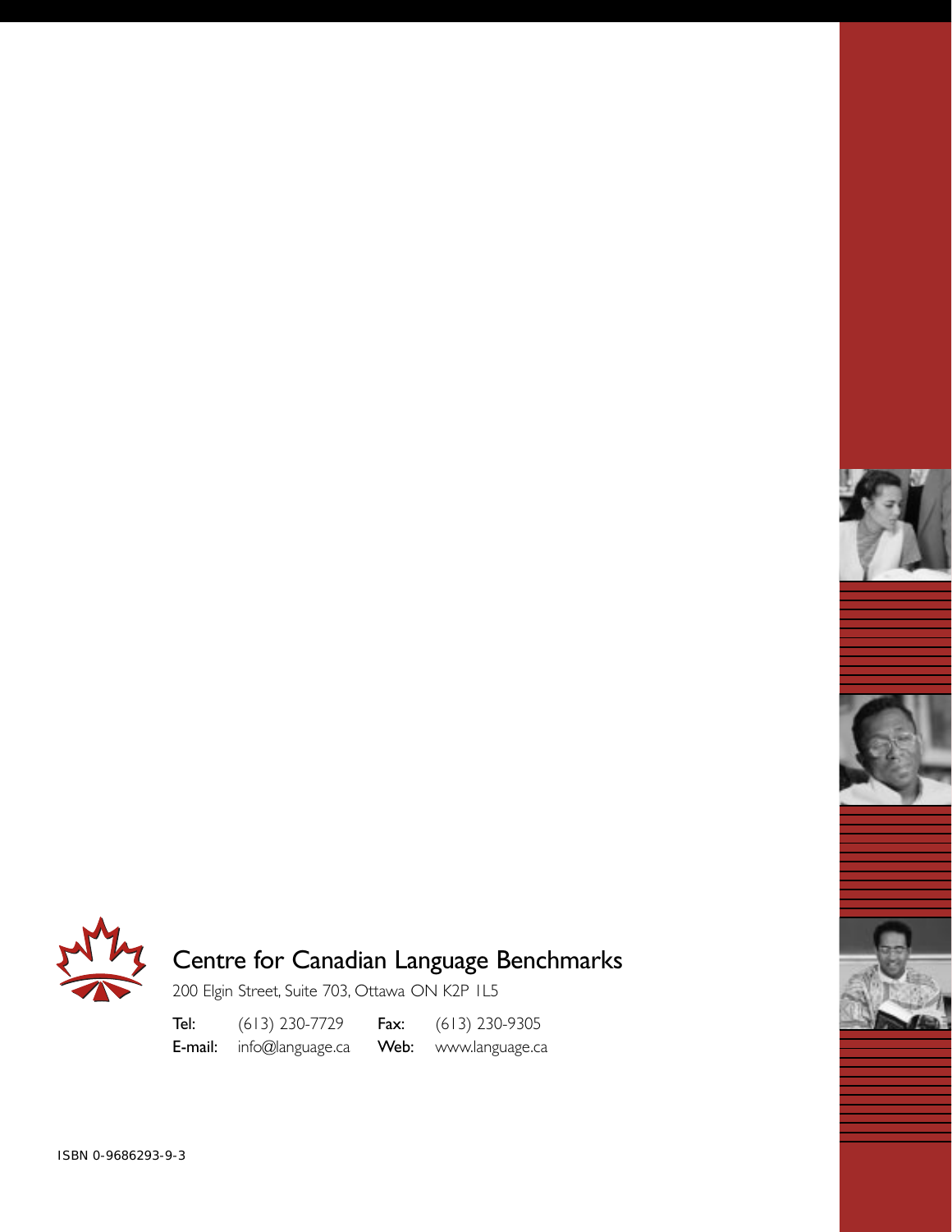# Centre for Canadian Language Benchmarks

200 Elgin Street, Suite 703, Ottawa ON K2P 1L5

**Tel:** (613) 230-7729 **Fax:** (613) 230-9305
**E-mail:** info@language.ca **Web:** www.language.ca

ISBN 0-9686293-9-3